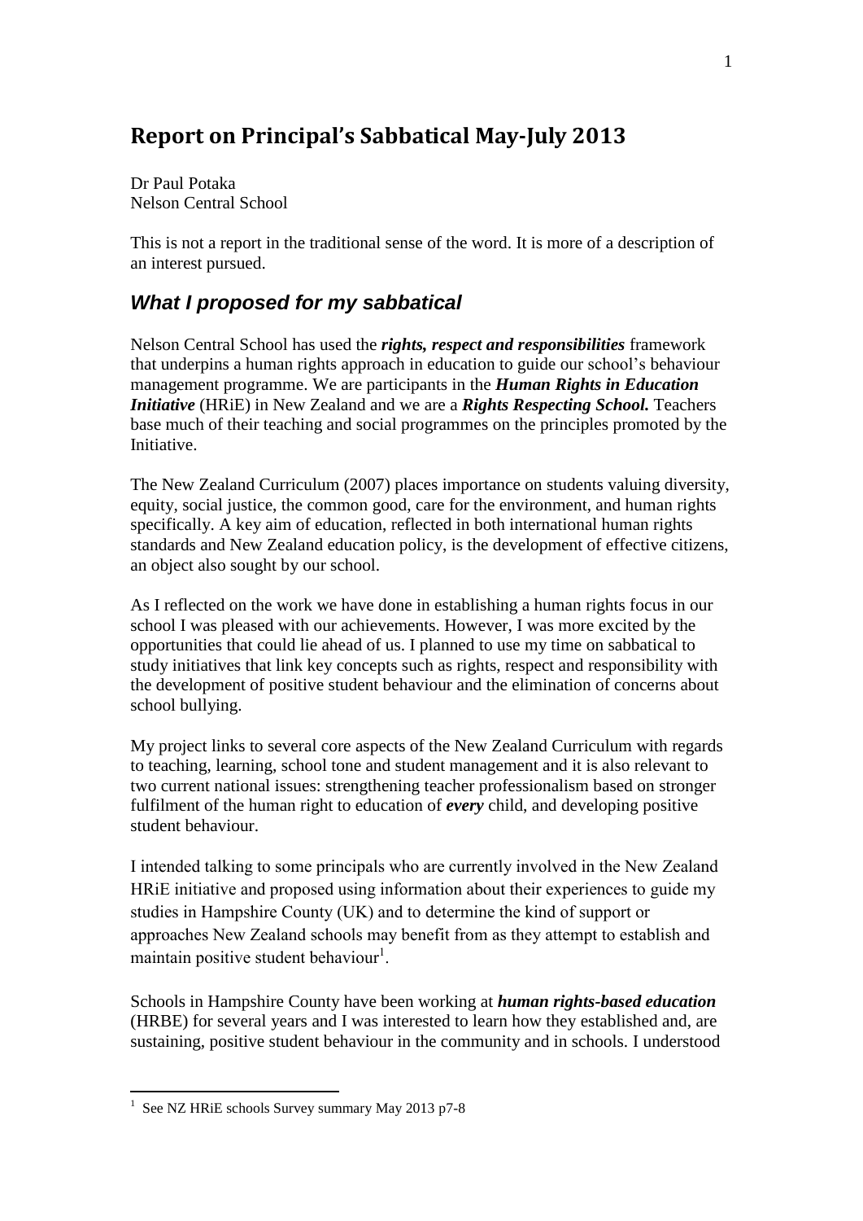# Report on Principal's Sabbatical May-July 2013

Dr Paul Potaka
Nelson Central School

This is not a report in the traditional sense of the word. It is more of a description of an interest pursued.

## *What I proposed for my sabbatical*

Nelson Central School has used the ***rights, respect and responsibilities*** framework that underpins a human rights approach in education to guide our school's behaviour management programme. We are participants in the ***Human Rights in Education Initiative*** (HRiE) in New Zealand and we are a ***Rights Respecting School.*** Teachers base much of their teaching and social programmes on the principles promoted by the Initiative.

The New Zealand Curriculum (2007) places importance on students valuing diversity, equity, social justice, the common good, care for the environment, and human rights specifically. A key aim of education, reflected in both international human rights standards and New Zealand education policy, is the development of effective citizens, an object also sought by our school.

As I reflected on the work we have done in establishing a human rights focus in our school I was pleased with our achievements. However, I was more excited by the opportunities that could lie ahead of us. I planned to use my time on sabbatical to study initiatives that link key concepts such as rights, respect and responsibility with the development of positive student behaviour and the elimination of concerns about school bullying.

My project links to several core aspects of the New Zealand Curriculum with regards to teaching, learning, school tone and student management and it is also relevant to two current national issues: strengthening teacher professionalism based on stronger fulfilment of the human right to education of ***every*** child, and developing positive student behaviour.

I intended talking to some principals who are currently involved in the New Zealand HRiE initiative and proposed using information about their experiences to guide my studies in Hampshire County (UK) and to determine the kind of support or approaches New Zealand schools may benefit from as they attempt to establish and maintain positive student behaviour[1].

Schools in Hampshire County have been working at ***human rights-based education*** (HRBE) for several years and I was interested to learn how they established and, are sustaining, positive student behaviour in the community and in schools. I understood

[1] See NZ HRiE schools Survey summary May 2013 p7-8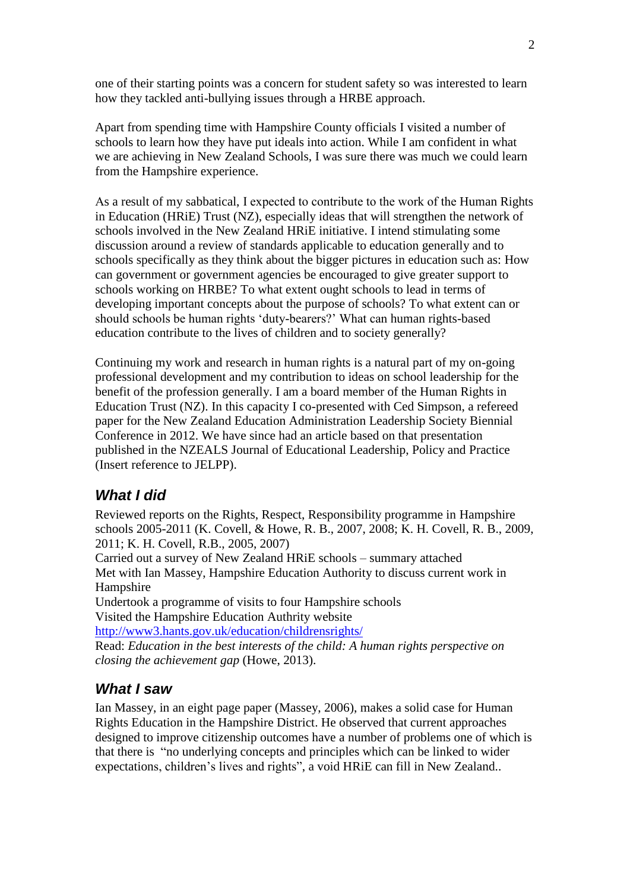one of their starting points was a concern for student safety so was interested to learn how they tackled anti-bullying issues through a HRBE approach.

Apart from spending time with Hampshire County officials I visited a number of schools to learn how they have put ideals into action. While I am confident in what we are achieving in New Zealand Schools, I was sure there was much we could learn from the Hampshire experience.

As a result of my sabbatical, I expected to contribute to the work of the Human Rights in Education (HRiE) Trust (NZ), especially ideas that will strengthen the network of schools involved in the New Zealand HRiE initiative. I intend stimulating some discussion around a review of standards applicable to education generally and to schools specifically as they think about the bigger pictures in education such as: How can government or government agencies be encouraged to give greater support to schools working on HRBE? To what extent ought schools to lead in terms of developing important concepts about the purpose of schools? To what extent can or should schools be human rights 'duty-bearers?' What can human rights-based education contribute to the lives of children and to society generally?

Continuing my work and research in human rights is a natural part of my on-going professional development and my contribution to ideas on school leadership for the benefit of the profession generally. I am a board member of the Human Rights in Education Trust (NZ). In this capacity I co-presented with Ced Simpson, a refereed paper for the New Zealand Education Administration Leadership Society Biennial Conference in 2012. We have since had an article based on that presentation published in the NZEALS Journal of Educational Leadership, Policy and Practice (Insert reference to JELPP).

## *What I did*

Reviewed reports on the Rights, Respect, Responsibility programme in Hampshire schools 2005-2011 (K. Covell, & Howe, R. B., 2007, 2008; K. H. Covell, R. B., 2009, 2011; K. H. Covell, R.B., 2005, 2007)
Carried out a survey of New Zealand HRiE schools – summary attached
Met with Ian Massey, Hampshire Education Authority to discuss current work in Hampshire
Undertook a programme of visits to four Hampshire schools
Visited the Hampshire Education Authrity website
http://www3.hants.gov.uk/education/childrensrights/
Read: *Education in the best interests of the child: A human rights perspective on closing the achievement gap* (Howe, 2013).

## *What I saw*

Ian Massey, in an eight page paper (Massey, 2006), makes a solid case for Human Rights Education in the Hampshire District. He observed that current approaches designed to improve citizenship outcomes have a number of problems one of which is that there is "no underlying concepts and principles which can be linked to wider expectations, children's lives and rights", a void HRiE can fill in New Zealand..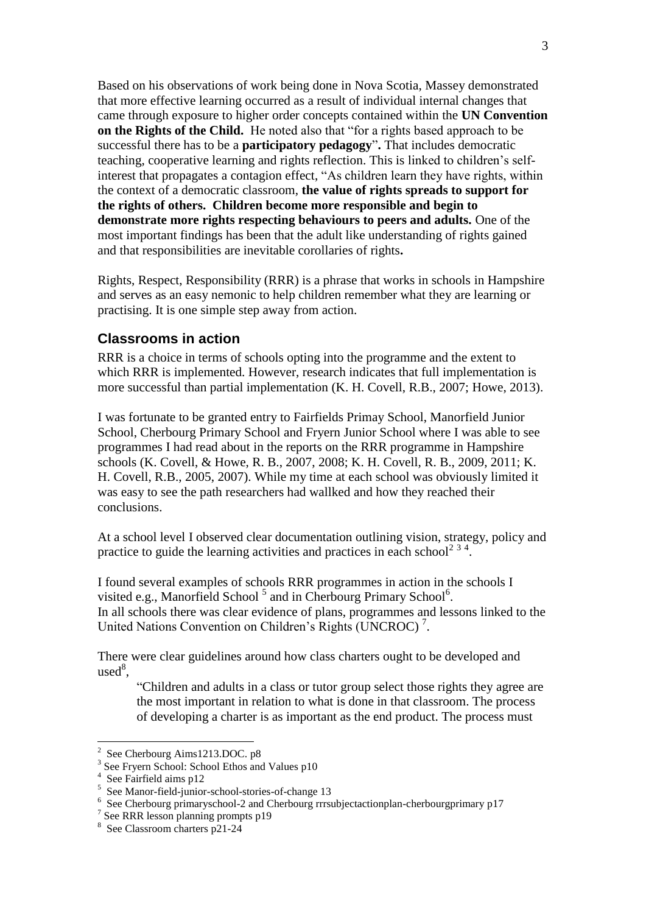Based on his observations of work being done in Nova Scotia, Massey demonstrated that more effective learning occurred as a result of individual internal changes that came through exposure to higher order concepts contained within the **UN Convention on the Rights of the Child.** He noted also that "for a rights based approach to be successful there has to be a **participatory pedagogy**"**.** That includes democratic teaching, cooperative learning and rights reflection. This is linked to children's self-interest that propagates a contagion effect, "As children learn they have rights, within the context of a democratic classroom, **the value of rights spreads to support for the rights of others. Children become more responsible and begin to demonstrate more rights respecting behaviours to peers and adults.** One of the most important findings has been that the adult like understanding of rights gained and that responsibilities are inevitable corollaries of rights**.**

Rights, Respect, Responsibility (RRR) is a phrase that works in schools in Hampshire and serves as an easy nemonic to help children remember what they are learning or practising. It is one simple step away from action.

## Classrooms in action

RRR is a choice in terms of schools opting into the programme and the extent to which RRR is implemented. However, research indicates that full implementation is more successful than partial implementation (K. H. Covell, R.B., 2007; Howe, 2013).

I was fortunate to be granted entry to Fairfields Primay School, Manorfield Junior School, Cherbourg Primary School and Fryern Junior School where I was able to see programmes I had read about in the reports on the RRR programme in Hampshire schools (K. Covell, & Howe, R. B., 2007, 2008; K. H. Covell, R. B., 2009, 2011; K. H. Covell, R.B., 2005, 2007). While my time at each school was obviously limited it was easy to see the path researchers had wallked and how they reached their conclusions.

At a school level I observed clear documentation outlining vision, strategy, policy and practice to guide the learning activities and practices in each school[2 3 4].

I found several examples of schools RRR programmes in action in the schools I visited e.g., Manorfield School [5] and in Cherbourg Primary School[6].
In all schools there was clear evidence of plans, programmes and lessons linked to the United Nations Convention on Children's Rights (UNCROC) [7].

There were clear guidelines around how class charters ought to be developed and used[8],

> "Children and adults in a class or tutor group select those rights they agree are the most important in relation to what is done in that classroom. The process of developing a charter is as important as the end product. The process must

---

[2] See Cherbourg Aims1213.DOC. p8
[3] See Fryern School: School Ethos and Values p10
[4] See Fairfield aims p12
[5] See Manor-field-junior-school-stories-of-change 13
[6] See Cherbourg primaryschool-2 and Cherbourg rrrsubjectactionplan-cherbourgprimary p17
[7] See RRR lesson planning prompts p19
[8] See Classroom charters p21-24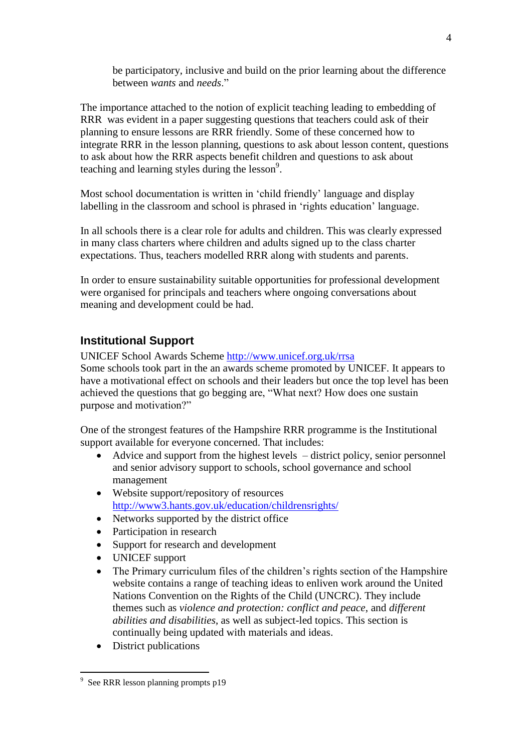be participatory, inclusive and build on the prior learning about the difference between *wants* and *needs*."

The importance attached to the notion of explicit teaching leading to embedding of RRR was evident in a paper suggesting questions that teachers could ask of their planning to ensure lessons are RRR friendly. Some of these concerned how to integrate RRR in the lesson planning, questions to ask about lesson content, questions to ask about how the RRR aspects benefit children and questions to ask about teaching and learning styles during the lesson[9].

Most school documentation is written in 'child friendly' language and display labelling in the classroom and school is phrased in 'rights education' language.

In all schools there is a clear role for adults and children. This was clearly expressed in many class charters where children and adults signed up to the class charter expectations. Thus, teachers modelled RRR along with students and parents.

In order to ensure sustainability suitable opportunities for professional development were organised for principals and teachers where ongoing conversations about meaning and development could be had.

## Institutional Support

UNICEF School Awards Scheme http://www.unicef.org.uk/rrsa
Some schools took part in the an awards scheme promoted by UNICEF. It appears to have a motivational effect on schools and their leaders but once the top level has been achieved the questions that go begging are, "What next? How does one sustain purpose and motivation?"

One of the strongest features of the Hampshire RRR programme is the Institutional support available for everyone concerned. That includes:

- Advice and support from the highest levels – district policy, senior personnel and senior advisory support to schools, school governance and school management
- Website support/repository of resources http://www3.hants.gov.uk/education/childrensrights/
- Networks supported by the district office
- Participation in research
- Support for research and development
- UNICEF support
- The Primary curriculum files of the children's rights section of the Hampshire website contains a range of teaching ideas to enliven work around the United Nations Convention on the Rights of the Child (UNCRC). They include themes such as *violence and protection: conflict and peace*, and *different abilities and disabilities*, as well as subject-led topics. This section is continually being updated with materials and ideas.
- District publications

---

[9] See RRR lesson planning prompts p19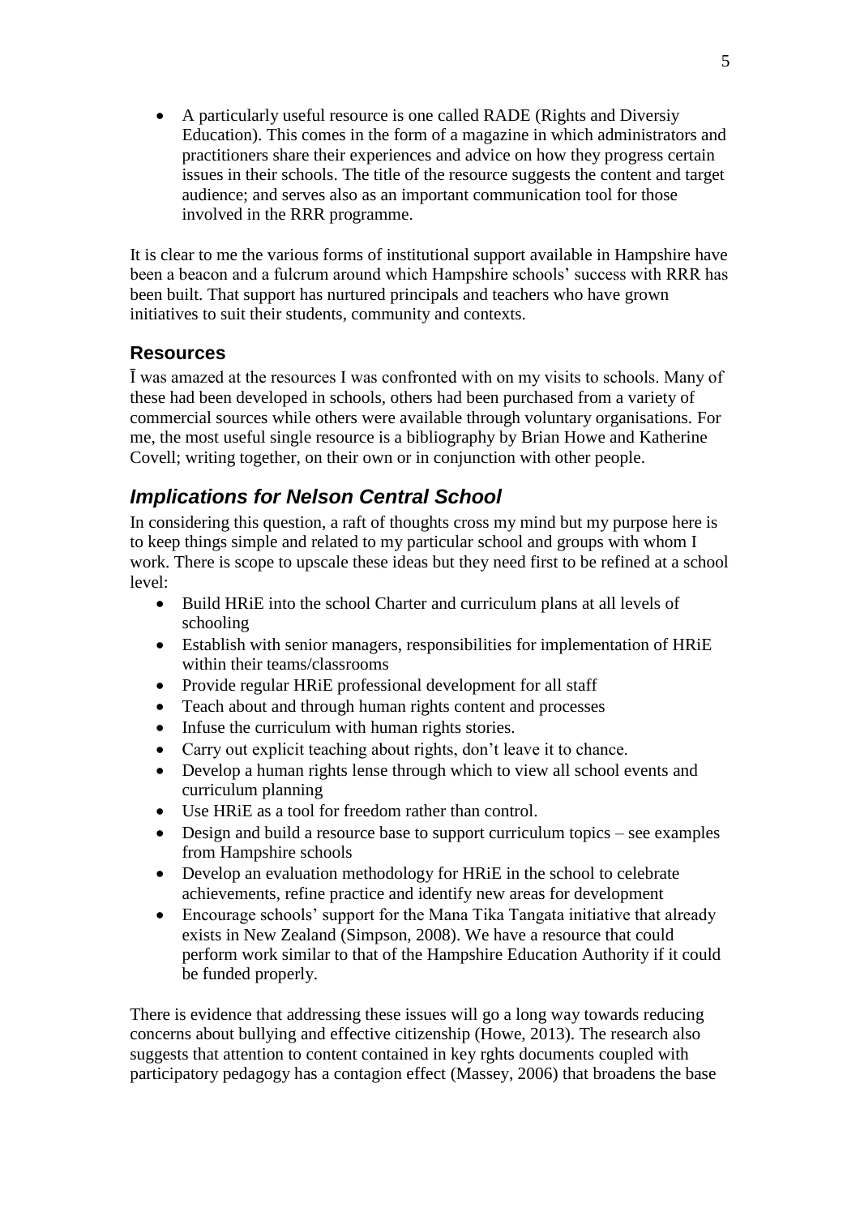- A particularly useful resource is one called RADE (Rights and Diversiy Education). This comes in the form of a magazine in which administrators and practitioners share their experiences and advice on how they progress certain issues in their schools. The title of the resource suggests the content and target audience; and serves also as an important communication tool for those involved in the RRR programme.

It is clear to me the various forms of institutional support available in Hampshire have been a beacon and a fulcrum around which Hampshire schools' success with RRR has been built. That support has nurtured principals and teachers who have grown initiatives to suit their students, community and contexts.

### Resources

I was amazed at the resources I was confronted with on my visits to schools. Many of these had been developed in schools, others had been purchased from a variety of commercial sources while others were available through voluntary organisations. For me, the most useful single resource is a bibliography by Brian Howe and Katherine Covell; writing together, on their own or in conjunction with other people.

## *Implications for Nelson Central School*

In considering this question, a raft of thoughts cross my mind but my purpose here is to keep things simple and related to my particular school and groups with whom I work. There is scope to upscale these ideas but they need first to be refined at a school level:

- Build HRiE into the school Charter and curriculum plans at all levels of schooling
- Establish with senior managers, responsibilities for implementation of HRiE within their teams/classrooms
- Provide regular HRiE professional development for all staff
- Teach about and through human rights content and processes
- Infuse the curriculum with human rights stories.
- Carry out explicit teaching about rights, don't leave it to chance.
- Develop a human rights lense through which to view all school events and curriculum planning
- Use HRiE as a tool for freedom rather than control.
- Design and build a resource base to support curriculum topics – see examples from Hampshire schools
- Develop an evaluation methodology for HRiE in the school to celebrate achievements, refine practice and identify new areas for development
- Encourage schools' support for the Mana Tika Tangata initiative that already exists in New Zealand (Simpson, 2008). We have a resource that could perform work similar to that of the Hampshire Education Authority if it could be funded properly.

There is evidence that addressing these issues will go a long way towards reducing concerns about bullying and effective citizenship (Howe, 2013). The research also suggests that attention to content contained in key rghts documents coupled with participatory pedagogy has a contagion effect (Massey, 2006) that broadens the base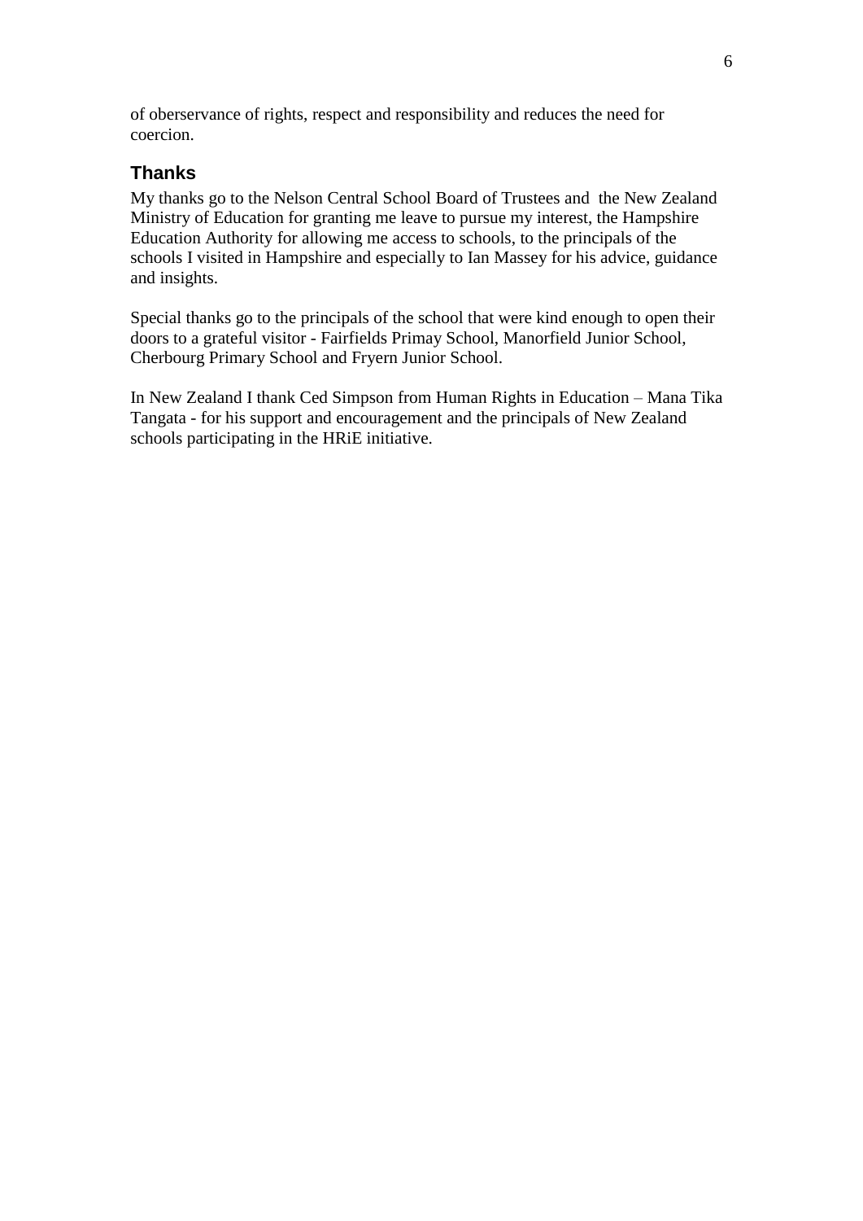of oberservance of rights, respect and responsibility and reduces the need for coercion.

## Thanks

My thanks go to the Nelson Central School Board of Trustees and the New Zealand Ministry of Education for granting me leave to pursue my interest, the Hampshire Education Authority for allowing me access to schools, to the principals of the schools I visited in Hampshire and especially to Ian Massey for his advice, guidance and insights.

Special thanks go to the principals of the school that were kind enough to open their doors to a grateful visitor - Fairfields Primay School, Manorfield Junior School, Cherbourg Primary School and Fryern Junior School.

In New Zealand I thank Ced Simpson from Human Rights in Education – Mana Tika Tangata - for his support and encouragement and the principals of New Zealand schools participating in the HRiE initiative.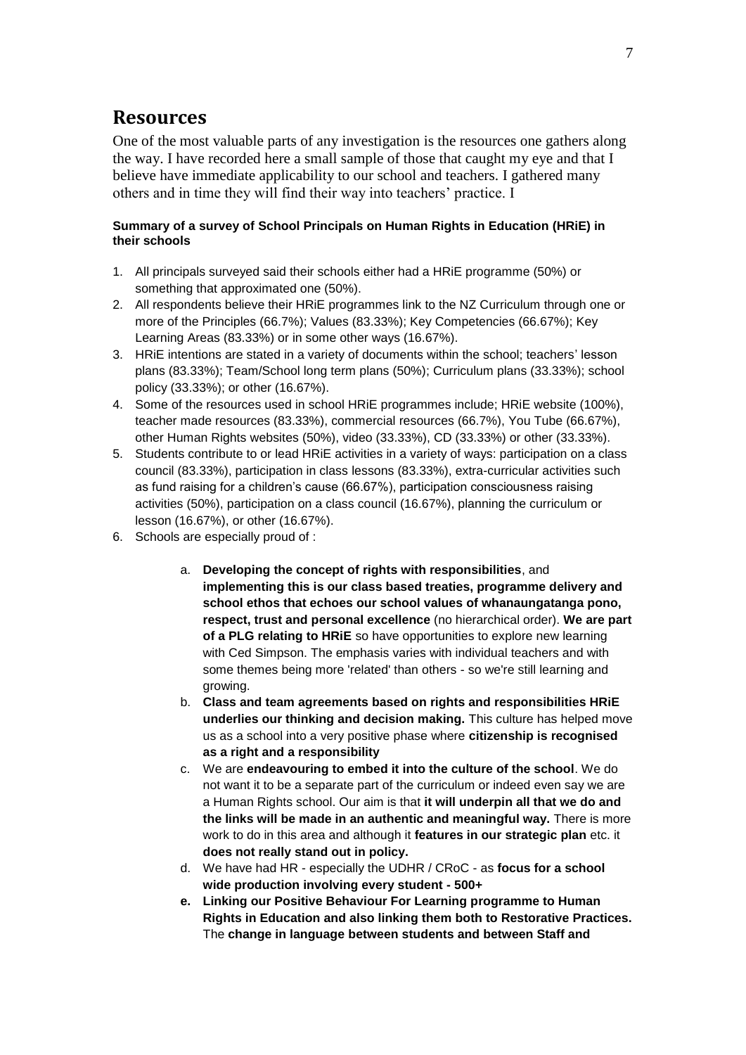# Resources

One of the most valuable parts of any investigation is the resources one gathers along the way. I have recorded here a small sample of those that caught my eye and that I believe have immediate applicability to our school and teachers. I gathered many others and in time they will find their way into teachers' practice. I

**Summary of a survey of School Principals on Human Rights in Education (HRiE) in their schools**

1. All principals surveyed said their schools either had a HRiE programme (50%) or something that approximated one (50%).
2. All respondents believe their HRiE programmes link to the NZ Curriculum through one or more of the Principles (66.7%); Values (83.33%); Key Competencies (66.67%); Key Learning Areas (83.33%) or in some other ways (16.67%).
3. HRiE intentions are stated in a variety of documents within the school; teachers' lesson plans (83.33%); Team/School long term plans (50%); Curriculum plans (33.33%); school policy (33.33%); or other (16.67%).
4. Some of the resources used in school HRiE programmes include; HRiE website (100%), teacher made resources (83.33%), commercial resources (66.7%), You Tube (66.67%), other Human Rights websites (50%), video (33.33%), CD (33.33%) or other (33.33%).
5. Students contribute to or lead HRiE activities in a variety of ways: participation on a class council (83.33%), participation in class lessons (83.33%), extra-curricular activities such as fund raising for a children's cause (66.67%), participation consciousness raising activities (50%), participation on a class council (16.67%), planning the curriculum or lesson (16.67%), or other (16.67%).
6. Schools are especially proud of :

    a. **Developing the concept of rights with responsibilities**, and **implementing this is our class based treaties, programme delivery and school ethos that echoes our school values of whanaungatanga pono, respect, trust and personal excellence** (no hierarchical order). **We are part of a PLG relating to HRiE** so have opportunities to explore new learning with Ced Simpson. The emphasis varies with individual teachers and with some themes being more 'related' than others - so we're still learning and growing.
    b. **Class and team agreements based on rights and responsibilities HRiE underlies our thinking and decision making.** This culture has helped move us as a school into a very positive phase where **citizenship is recognised as a right and a responsibility**
    c. We are **endeavouring to embed it into the culture of the school**. We do not want it to be a separate part of the curriculum or indeed even say we are a Human Rights school. Our aim is that **it will underpin all that we do and the links will be made in an authentic and meaningful way.** There is more work to do in this area and although it **features in our strategic plan** etc. it **does not really stand out in policy.**
    d. We have had HR - especially the UDHR / CRoC - as **focus for a school wide production involving every student - 500+**
    e. **Linking our Positive Behaviour For Learning programme to Human Rights in Education and also linking them both to Restorative Practices.** The **change in language between students and between Staff and**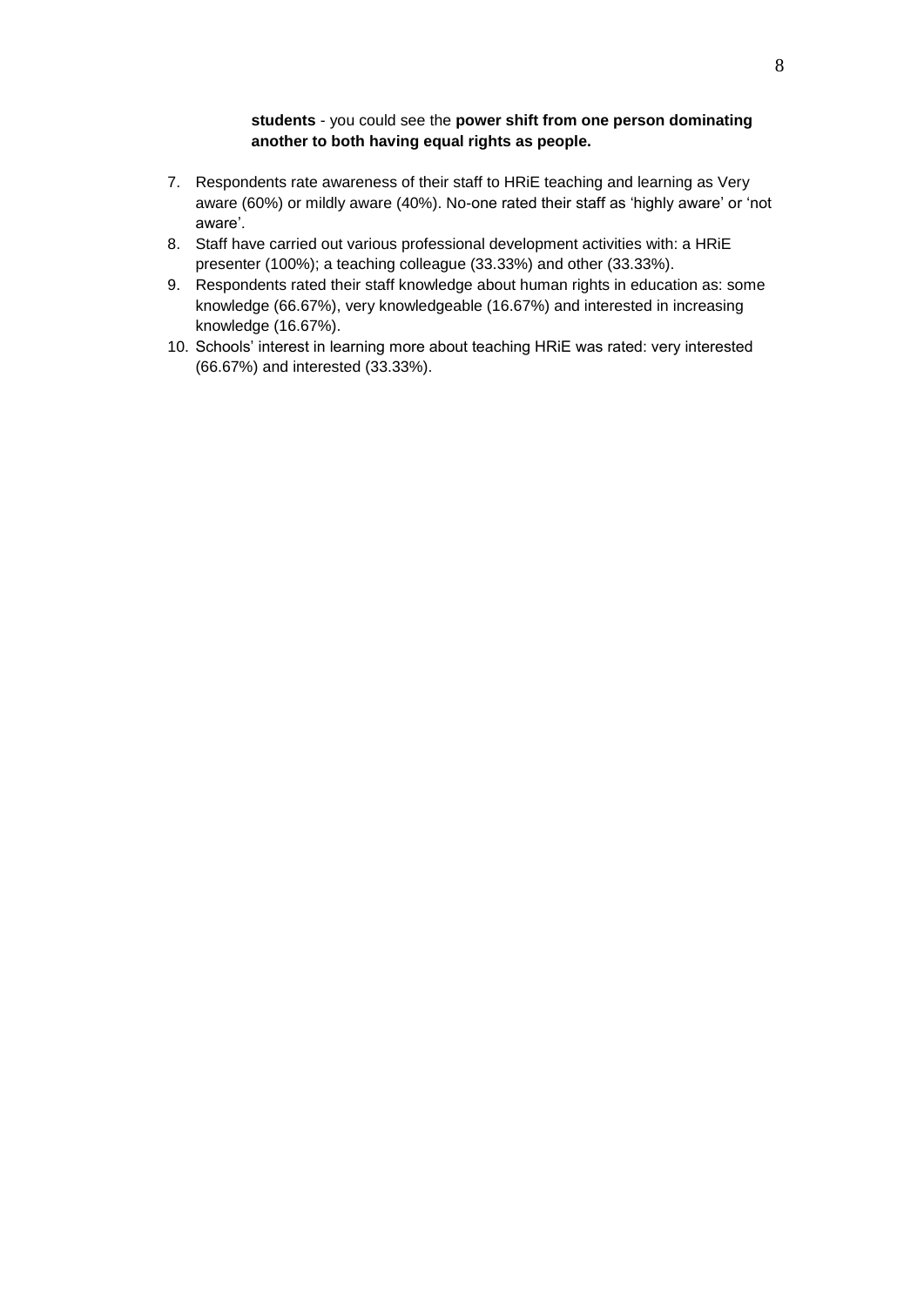**students** - you could see the **power shift from one person dominating another to both having equal rights as people.**

7. Respondents rate awareness of their staff to HRiE teaching and learning as Very aware (60%) or mildly aware (40%). No-one rated their staff as 'highly aware' or 'not aware'.
8. Staff have carried out various professional development activities with: a HRiE presenter (100%); a teaching colleague (33.33%) and other (33.33%).
9. Respondents rated their staff knowledge about human rights in education as: some knowledge (66.67%), very knowledgeable (16.67%) and interested in increasing knowledge (16.67%).
10. Schools' interest in learning more about teaching HRiE was rated: very interested (66.67%) and interested (33.33%).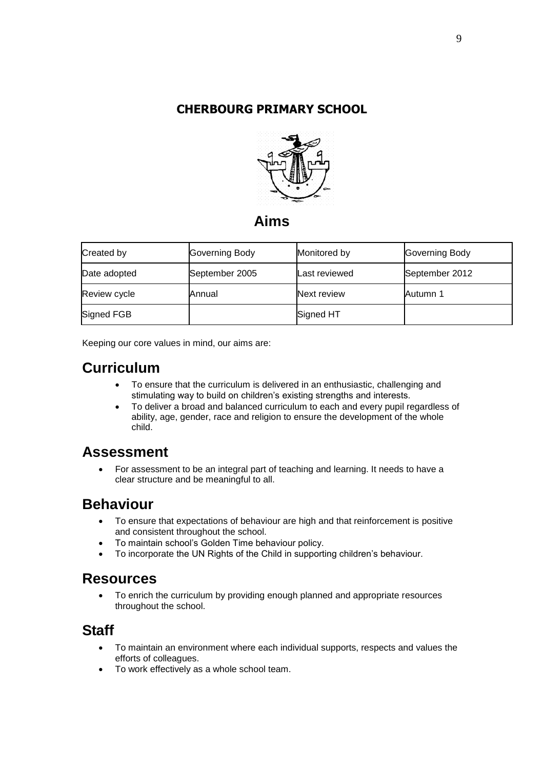**CHERBOURG PRIMARY SCHOOL**

# Aims

| Created by | Governing Body | Monitored by | Governing Body |
|---|---|---|---|
| Date adopted | September 2005 | Last reviewed | September 2012 |
| Review cycle | Annual | Next review | Autumn 1 |
| Signed FGB | | Signed HT | |

Keeping our core values in mind, our aims are:

## Curriculum

- To ensure that the curriculum is delivered in an enthusiastic, challenging and stimulating way to build on children's existing strengths and interests.
- To deliver a broad and balanced curriculum to each and every pupil regardless of ability, age, gender, race and religion to ensure the development of the whole child.

## Assessment

- For assessment to be an integral part of teaching and learning. It needs to have a clear structure and be meaningful to all.

## Behaviour

- To ensure that expectations of behaviour are high and that reinforcement is positive and consistent throughout the school.
- To maintain school's Golden Time behaviour policy.
- To incorporate the UN Rights of the Child in supporting children's behaviour.

## Resources

- To enrich the curriculum by providing enough planned and appropriate resources throughout the school.

## Staff

- To maintain an environment where each individual supports, respects and values the efforts of colleagues.
- To work effectively as a whole school team.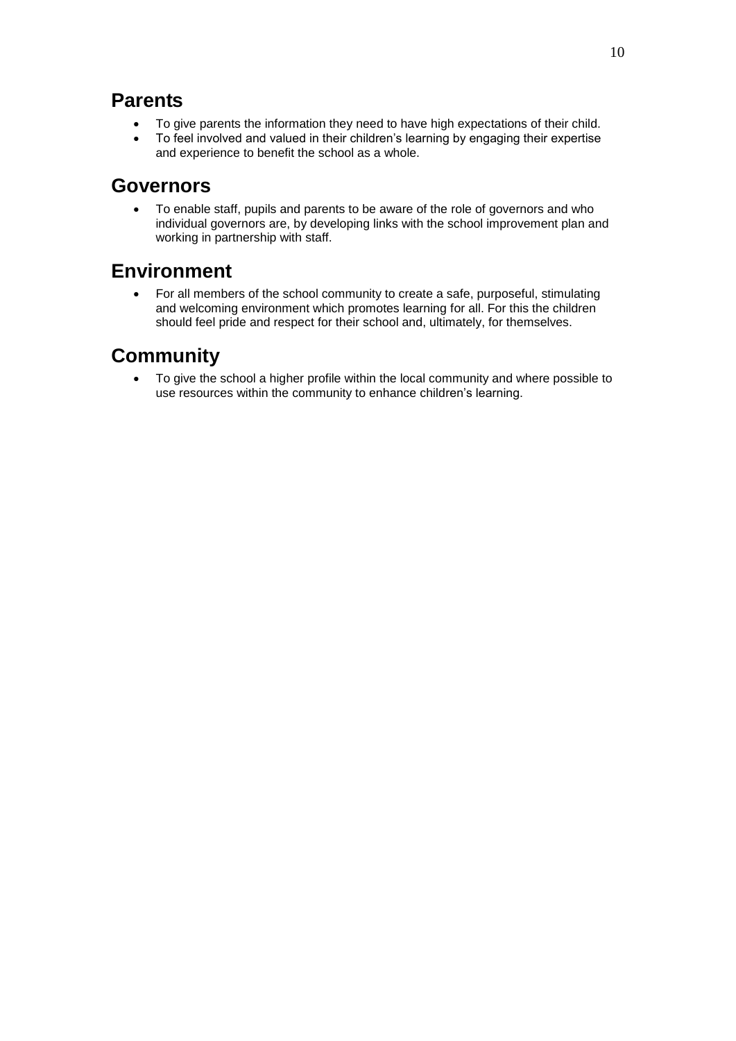## Parents

- To give parents the information they need to have high expectations of their child.
- To feel involved and valued in their children's learning by engaging their expertise and experience to benefit the school as a whole.

## Governors

- To enable staff, pupils and parents to be aware of the role of governors and who individual governors are, by developing links with the school improvement plan and working in partnership with staff.

## Environment

- For all members of the school community to create a safe, purposeful, stimulating and welcoming environment which promotes learning for all. For this the children should feel pride and respect for their school and, ultimately, for themselves.

## Community

- To give the school a higher profile within the local community and where possible to use resources within the community to enhance children's learning.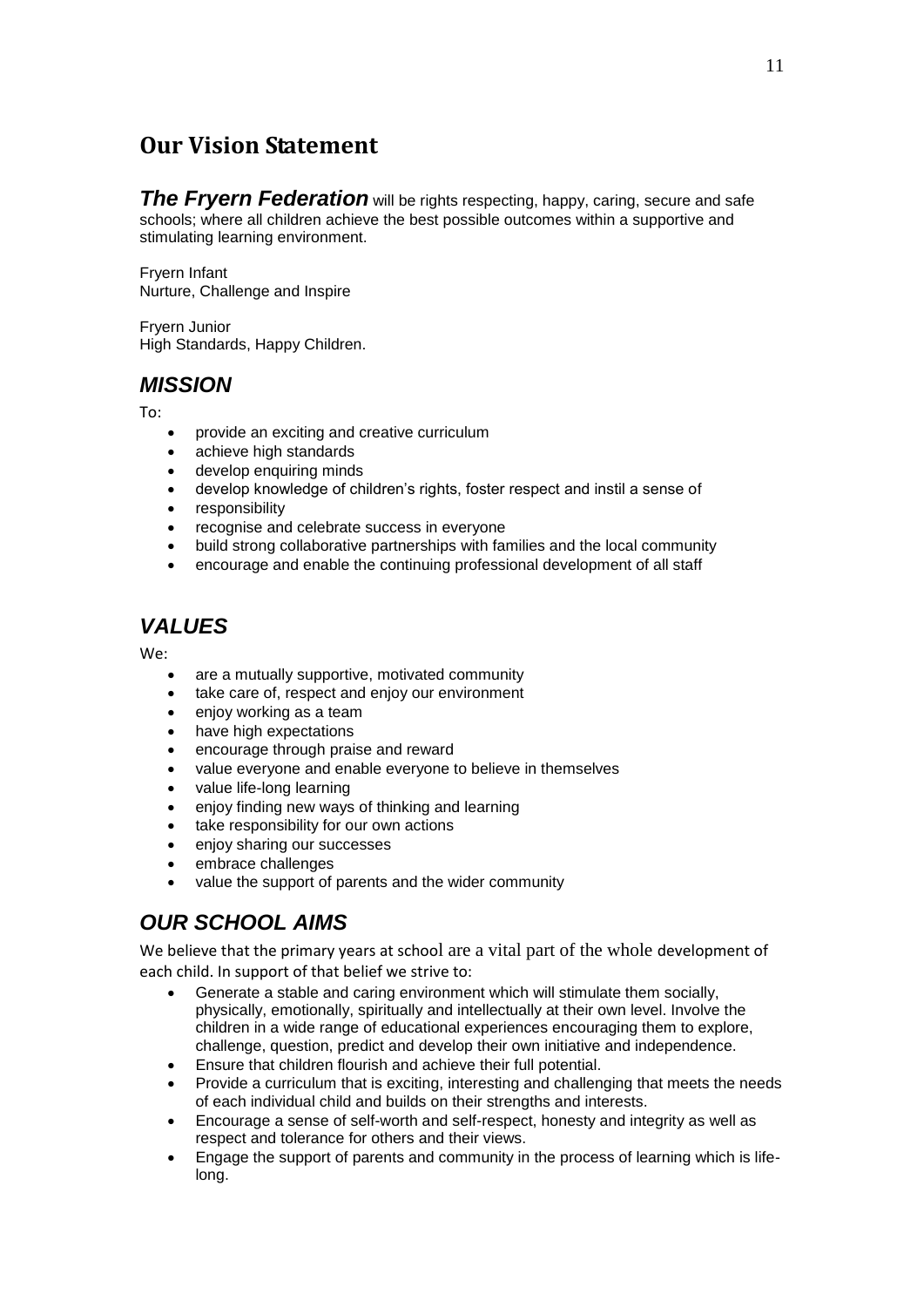## Our Vision Statement

***The Fryern Federation*** will be rights respecting, happy, caring, secure and safe schools; where all children achieve the best possible outcomes within a supportive and stimulating learning environment.

Fryern Infant
Nurture, Challenge and Inspire

Fryern Junior
High Standards, Happy Children.

## *MISSION*

To:

- provide an exciting and creative curriculum
- achieve high standards
- develop enquiring minds
- develop knowledge of children's rights, foster respect and instil a sense of
- responsibility
- recognise and celebrate success in everyone
- build strong collaborative partnerships with families and the local community
- encourage and enable the continuing professional development of all staff

## *VALUES*

We:

- are a mutually supportive, motivated community
- take care of, respect and enjoy our environment
- enjoy working as a team
- have high expectations
- encourage through praise and reward
- value everyone and enable everyone to believe in themselves
- value life-long learning
- enjoy finding new ways of thinking and learning
- take responsibility for our own actions
- enjoy sharing our successes
- embrace challenges
- value the support of parents and the wider community

## *OUR SCHOOL AIMS*

We believe that the primary years at school are a vital part of the whole development of each child. In support of that belief we strive to:

- Generate a stable and caring environment which will stimulate them socially, physically, emotionally, spiritually and intellectually at their own level. Involve the children in a wide range of educational experiences encouraging them to explore, challenge, question, predict and develop their own initiative and independence.
- Ensure that children flourish and achieve their full potential.
- Provide a curriculum that is exciting, interesting and challenging that meets the needs of each individual child and builds on their strengths and interests.
- Encourage a sense of self-worth and self-respect, honesty and integrity as well as respect and tolerance for others and their views.
- Engage the support of parents and community in the process of learning which is life-long.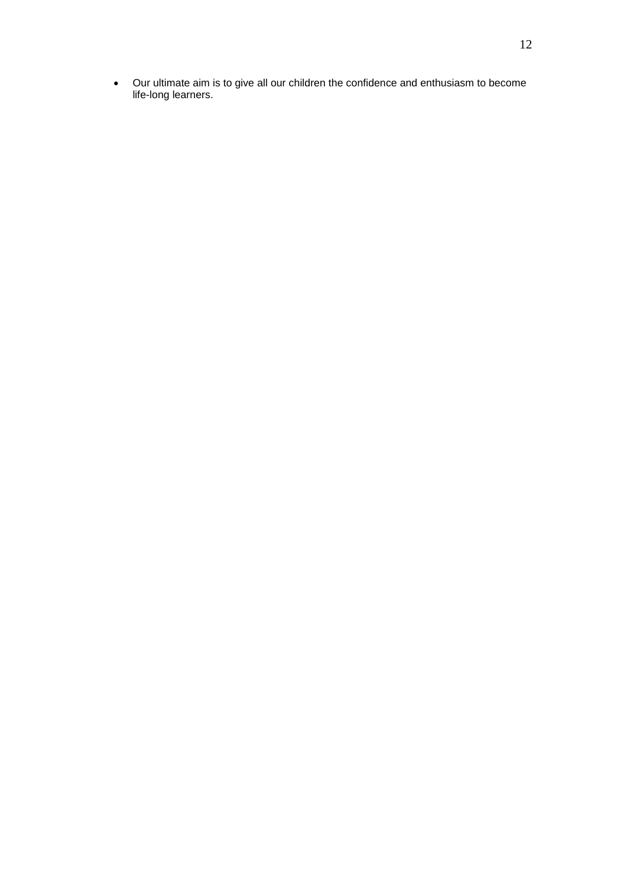- Our ultimate aim is to give all our children the confidence and enthusiasm to become life-long learners.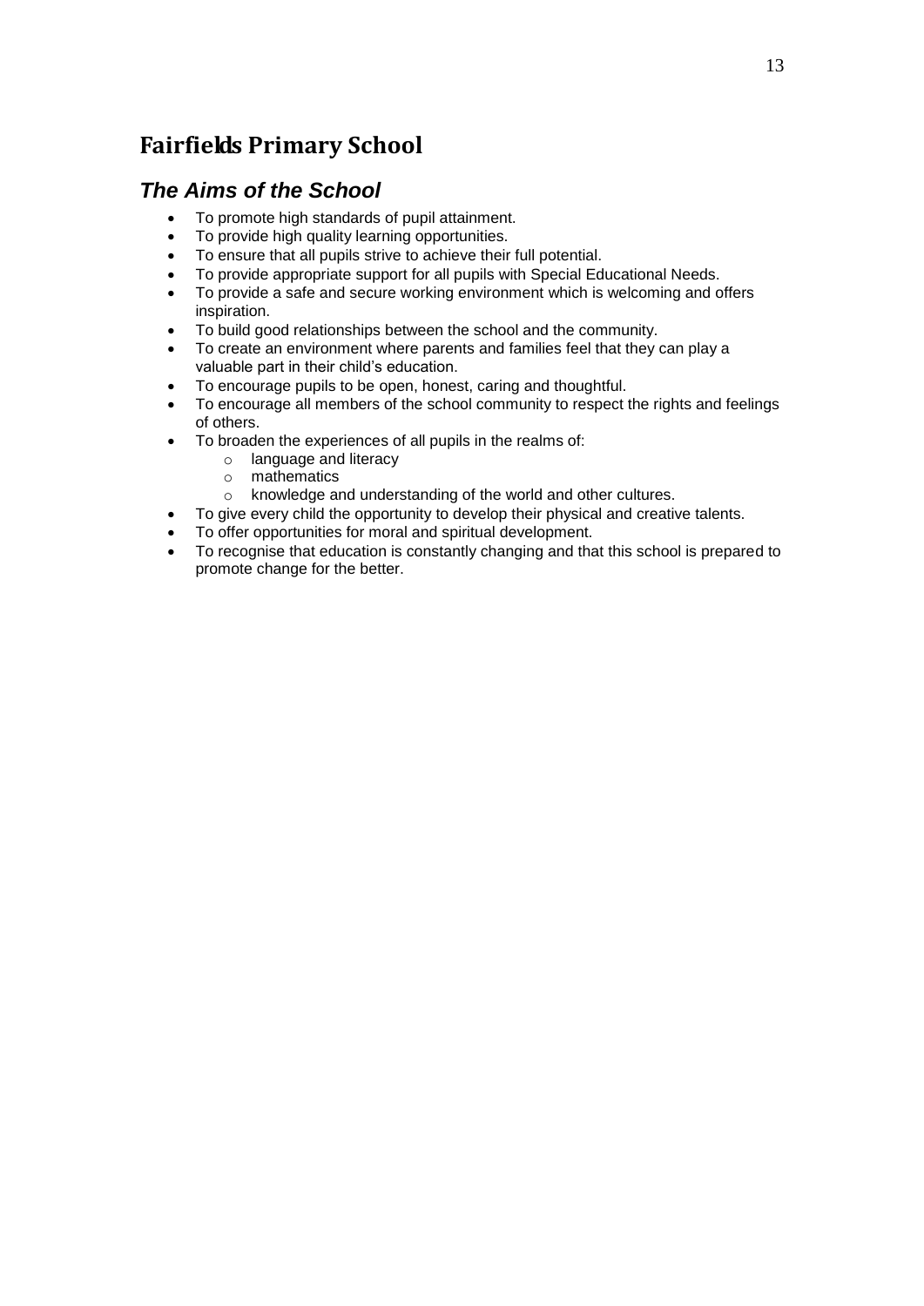## Fairfields Primary School

### *The Aims of the School*

- To promote high standards of pupil attainment.
- To provide high quality learning opportunities.
- To ensure that all pupils strive to achieve their full potential.
- To provide appropriate support for all pupils with Special Educational Needs.
- To provide a safe and secure working environment which is welcoming and offers inspiration.
- To build good relationships between the school and the community.
- To create an environment where parents and families feel that they can play a valuable part in their child's education.
- To encourage pupils to be open, honest, caring and thoughtful.
- To encourage all members of the school community to respect the rights and feelings of others.
- To broaden the experiences of all pupils in the realms of:
    - language and literacy
    - mathematics
    - knowledge and understanding of the world and other cultures.
- To give every child the opportunity to develop their physical and creative talents.
- To offer opportunities for moral and spiritual development.
- To recognise that education is constantly changing and that this school is prepared to promote change for the better.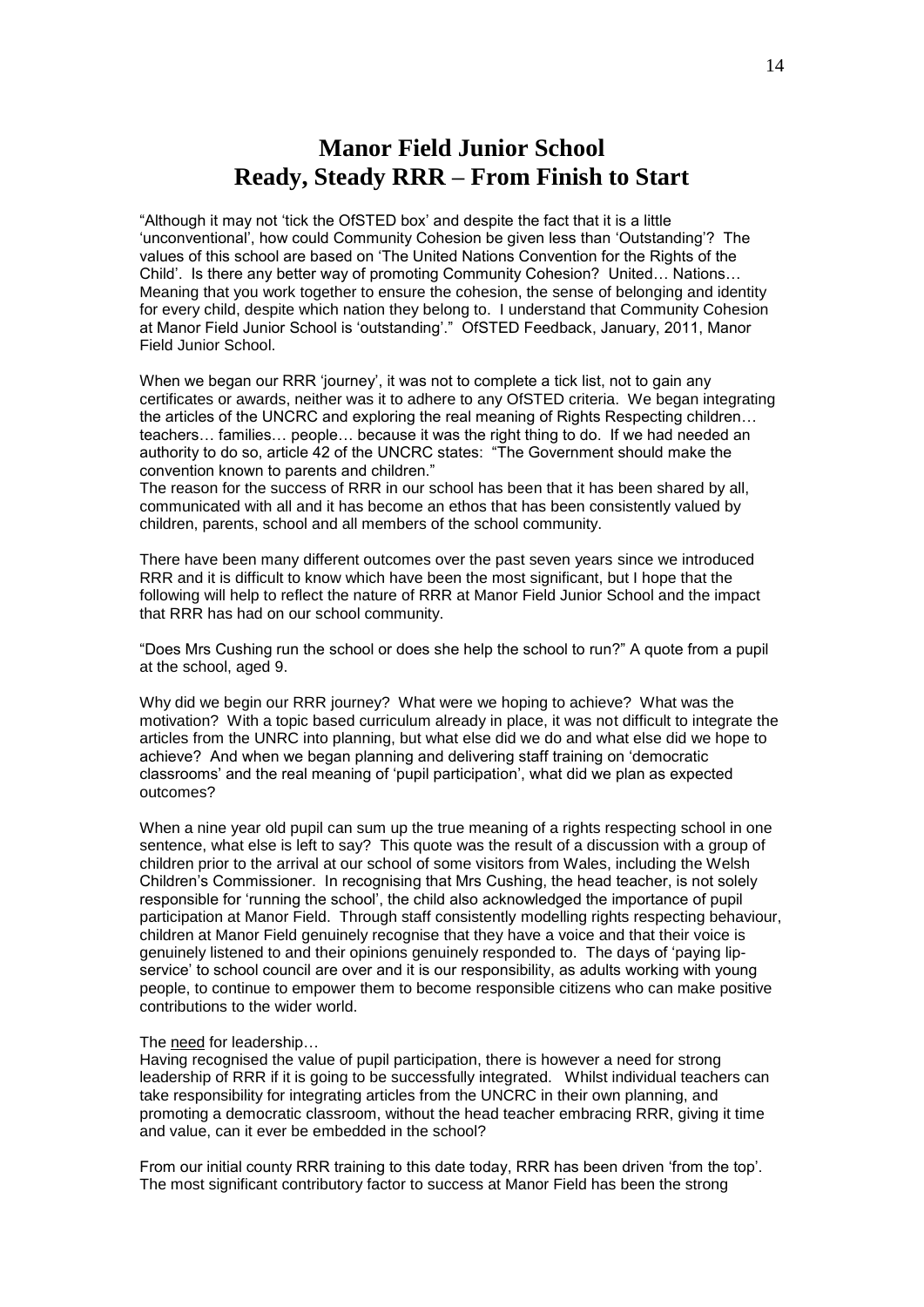# Manor Field Junior School
# Ready, Steady RRR – From Finish to Start

"Although it may not 'tick the OfSTED box' and despite the fact that it is a little 'unconventional', how could Community Cohesion be given less than 'Outstanding'? The values of this school are based on 'The United Nations Convention for the Rights of the Child'. Is there any better way of promoting Community Cohesion? United… Nations… Meaning that you work together to ensure the cohesion, the sense of belonging and identity for every child, despite which nation they belong to. I understand that Community Cohesion at Manor Field Junior School is 'outstanding'." OfSTED Feedback, January, 2011, Manor Field Junior School.

When we began our RRR 'journey', it was not to complete a tick list, not to gain any certificates or awards, neither was it to adhere to any OfSTED criteria. We began integrating the articles of the UNCRC and exploring the real meaning of Rights Respecting children… teachers… families… people… because it was the right thing to do. If we had needed an authority to do so, article 42 of the UNCRC states: "The Government should make the convention known to parents and children."

The reason for the success of RRR in our school has been that it has been shared by all, communicated with all and it has become an ethos that has been consistently valued by children, parents, school and all members of the school community.

There have been many different outcomes over the past seven years since we introduced RRR and it is difficult to know which have been the most significant, but I hope that the following will help to reflect the nature of RRR at Manor Field Junior School and the impact that RRR has had on our school community.

"Does Mrs Cushing run the school or does she help the school to run?" A quote from a pupil at the school, aged 9.

Why did we begin our RRR journey? What were we hoping to achieve? What was the motivation? With a topic based curriculum already in place, it was not difficult to integrate the articles from the UNRC into planning, but what else did we do and what else did we hope to achieve? And when we began planning and delivering staff training on 'democratic classrooms' and the real meaning of 'pupil participation', what did we plan as expected outcomes?

When a nine year old pupil can sum up the true meaning of a rights respecting school in one sentence, what else is left to say? This quote was the result of a discussion with a group of children prior to the arrival at our school of some visitors from Wales, including the Welsh Children's Commissioner. In recognising that Mrs Cushing, the head teacher, is not solely responsible for 'running the school', the child also acknowledged the importance of pupil participation at Manor Field. Through staff consistently modelling rights respecting behaviour, children at Manor Field genuinely recognise that they have a voice and that their voice is genuinely listened to and their opinions genuinely responded to. The days of 'paying lip-service' to school council are over and it is our responsibility, as adults working with young people, to continue to empower them to become responsible citizens who can make positive contributions to the wider world.

The <u>need</u> for leadership…

Having recognised the value of pupil participation, there is however a need for strong leadership of RRR if it is going to be successfully integrated. Whilst individual teachers can take responsibility for integrating articles from the UNCRC in their own planning, and promoting a democratic classroom, without the head teacher embracing RRR, giving it time and value, can it ever be embedded in the school?

From our initial county RRR training to this date today, RRR has been driven 'from the top'. The most significant contributory factor to success at Manor Field has been the strong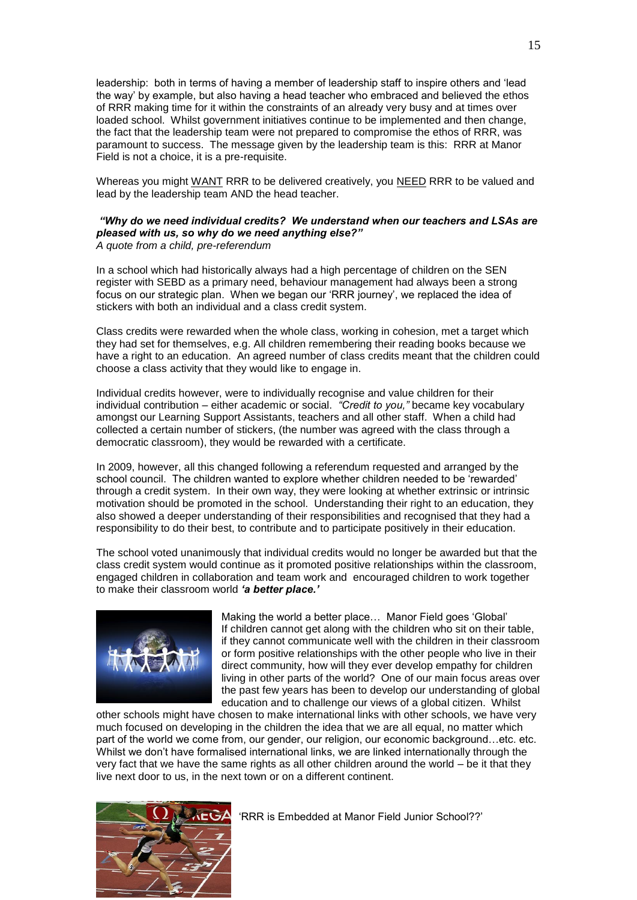leadership: both in terms of having a member of leadership staff to inspire others and 'lead the way' by example, but also having a head teacher who embraced and believed the ethos of RRR making time for it within the constraints of an already very busy and at times over loaded school. Whilst government initiatives continue to be implemented and then change, the fact that the leadership team were not prepared to compromise the ethos of RRR, was paramount to success. The message given by the leadership team is this: RRR at Manor Field is not a choice, it is a pre-requisite.

Whereas you might WANT RRR to be delivered creatively, you NEED RRR to be valued and lead by the leadership team AND the head teacher.

***"Why do we need individual credits? We understand when our teachers and LSAs are pleased with us, so why do we need anything else?"***
*A quote from a child, pre-referendum*

In a school which had historically always had a high percentage of children on the SEN register with SEBD as a primary need, behaviour management had always been a strong focus on our strategic plan. When we began our 'RRR journey', we replaced the idea of stickers with both an individual and a class credit system.

Class credits were rewarded when the whole class, working in cohesion, met a target which they had set for themselves, e.g. All children remembering their reading books because we have a right to an education. An agreed number of class credits meant that the children could choose a class activity that they would like to engage in.

Individual credits however, were to individually recognise and value children for their individual contribution – either academic or social. *"Credit to you,"* became key vocabulary amongst our Learning Support Assistants, teachers and all other staff. When a child had collected a certain number of stickers, (the number was agreed with the class through a democratic classroom), they would be rewarded with a certificate.

In 2009, however, all this changed following a referendum requested and arranged by the school council. The children wanted to explore whether children needed to be 'rewarded' through a credit system. In their own way, they were looking at whether extrinsic or intrinsic motivation should be promoted in the school. Understanding their right to an education, they also showed a deeper understanding of their responsibilities and recognised that they had a responsibility to do their best, to contribute and to participate positively in their education.

The school voted unanimously that individual credits would no longer be awarded but that the class credit system would continue as it promoted positive relationships within the classroom, engaged children in collaboration and team work and encouraged children to work together to make their classroom world ***'a better place.'***

Making the world a better place… Manor Field goes 'Global'

If children cannot get along with the children who sit on their table, if they cannot communicate well with the children in their classroom or form positive relationships with the other people who live in their direct community, how will they ever develop empathy for children living in other parts of the world? One of our main focus areas over the past few years has been to develop our understanding of global education and to challenge our views of a global citizen. Whilst other schools might have chosen to make international links with other schools, we have very much focused on developing in the children the idea that we are all equal, no matter which part of the world we come from, our gender, our religion, our economic background…etc. etc. Whilst we don't have formalised international links, we are linked internationally through the very fact that we have the same rights as all other children around the world – be it that they live next door to us, in the next town or on a different continent.

'RRR is Embedded at Manor Field Junior School??'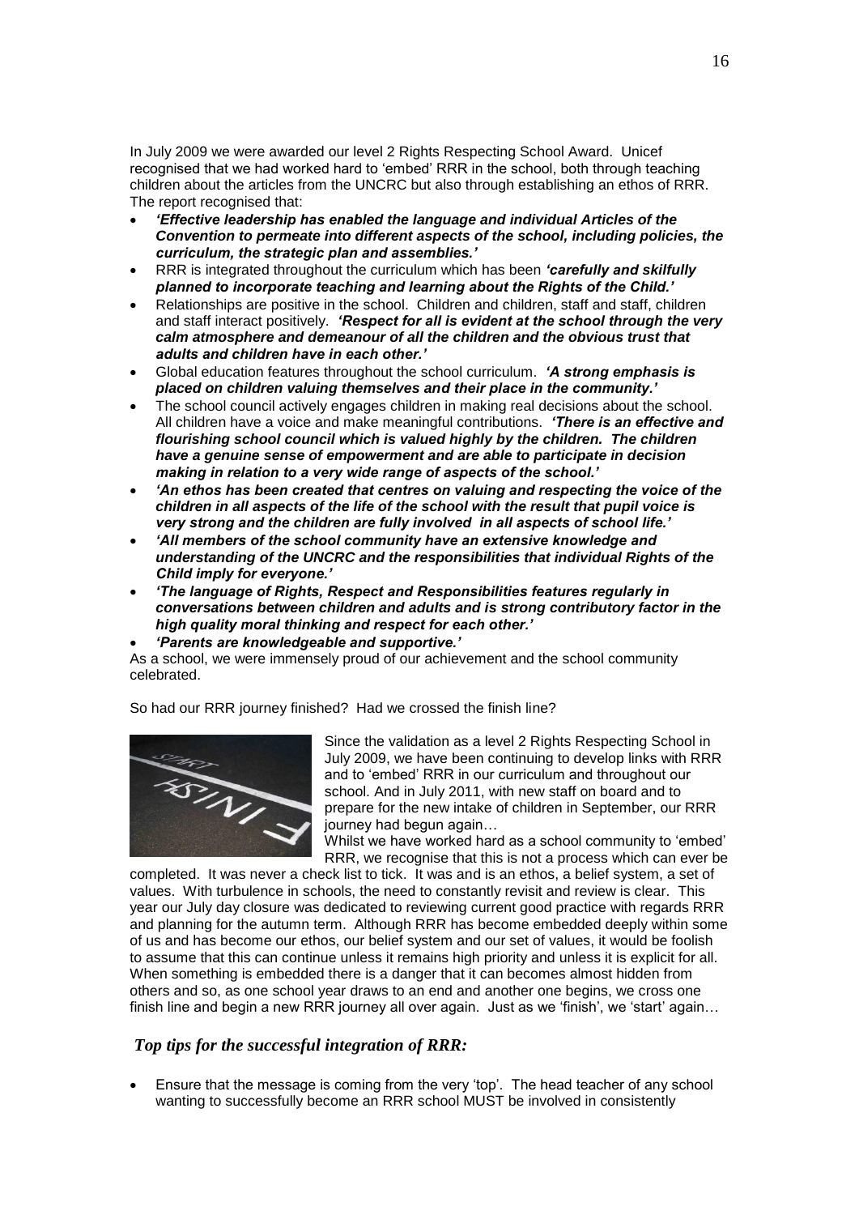In July 2009 we were awarded our level 2 Rights Respecting School Award. Unicef recognised that we had worked hard to 'embed' RRR in the school, both through teaching children about the articles from the UNCRC but also through establishing an ethos of RRR. The report recognised that:

- ***'Effective leadership has enabled the language and individual Articles of the Convention to permeate into different aspects of the school, including policies, the curriculum, the strategic plan and assemblies.'***
- RRR is integrated throughout the curriculum which has been ***'carefully and skilfully planned to incorporate teaching and learning about the Rights of the Child.'***
- Relationships are positive in the school. Children and children, staff and staff, children and staff interact positively. ***'Respect for all is evident at the school through the very calm atmosphere and demeanour of all the children and the obvious trust that adults and children have in each other.'***
- Global education features throughout the school curriculum. ***'A strong emphasis is placed on children valuing themselves and their place in the community.'***
- The school council actively engages children in making real decisions about the school. All children have a voice and make meaningful contributions. ***'There is an effective and flourishing school council which is valued highly by the children. The children have a genuine sense of empowerment and are able to participate in decision making in relation to a very wide range of aspects of the school.'***
- ***'An ethos has been created that centres on valuing and respecting the voice of the children in all aspects of the life of the school with the result that pupil voice is very strong and the children are fully involved in all aspects of school life.'***
- ***'All members of the school community have an extensive knowledge and understanding of the UNCRC and the responsibilities that individual Rights of the Child imply for everyone.'***
- ***'The language of Rights, Respect and Responsibilities features regularly in conversations between children and adults and is strong contributory factor in the high quality moral thinking and respect for each other.'***
- ***'Parents are knowledgeable and supportive.'***

As a school, we were immensely proud of our achievement and the school community celebrated.

So had our RRR journey finished? Had we crossed the finish line?

Since the validation as a level 2 Rights Respecting School in July 2009, we have been continuing to develop links with RRR and to 'embed' RRR in our curriculum and throughout our school. And in July 2011, with new staff on board and to prepare for the new intake of children in September, our RRR journey had begun again…

Whilst we have worked hard as a school community to 'embed' RRR, we recognise that this is not a process which can ever be completed. It was never a check list to tick. It was and is an ethos, a belief system, a set of values. With turbulence in schools, the need to constantly revisit and review is clear. This year our July day closure was dedicated to reviewing current good practice with regards RRR and planning for the autumn term. Although RRR has become embedded deeply within some of us and has become our ethos, our belief system and our set of values, it would be foolish to assume that this can continue unless it remains high priority and unless it is explicit for all. When something is embedded there is a danger that it can becomes almost hidden from others and so, as one school year draws to an end and another one begins, we cross one finish line and begin a new RRR journey all over again. Just as we 'finish', we 'start' again…

### *Top tips for the successful integration of RRR:*

- Ensure that the message is coming from the very 'top'. The head teacher of any school wanting to successfully become an RRR school MUST be involved in consistently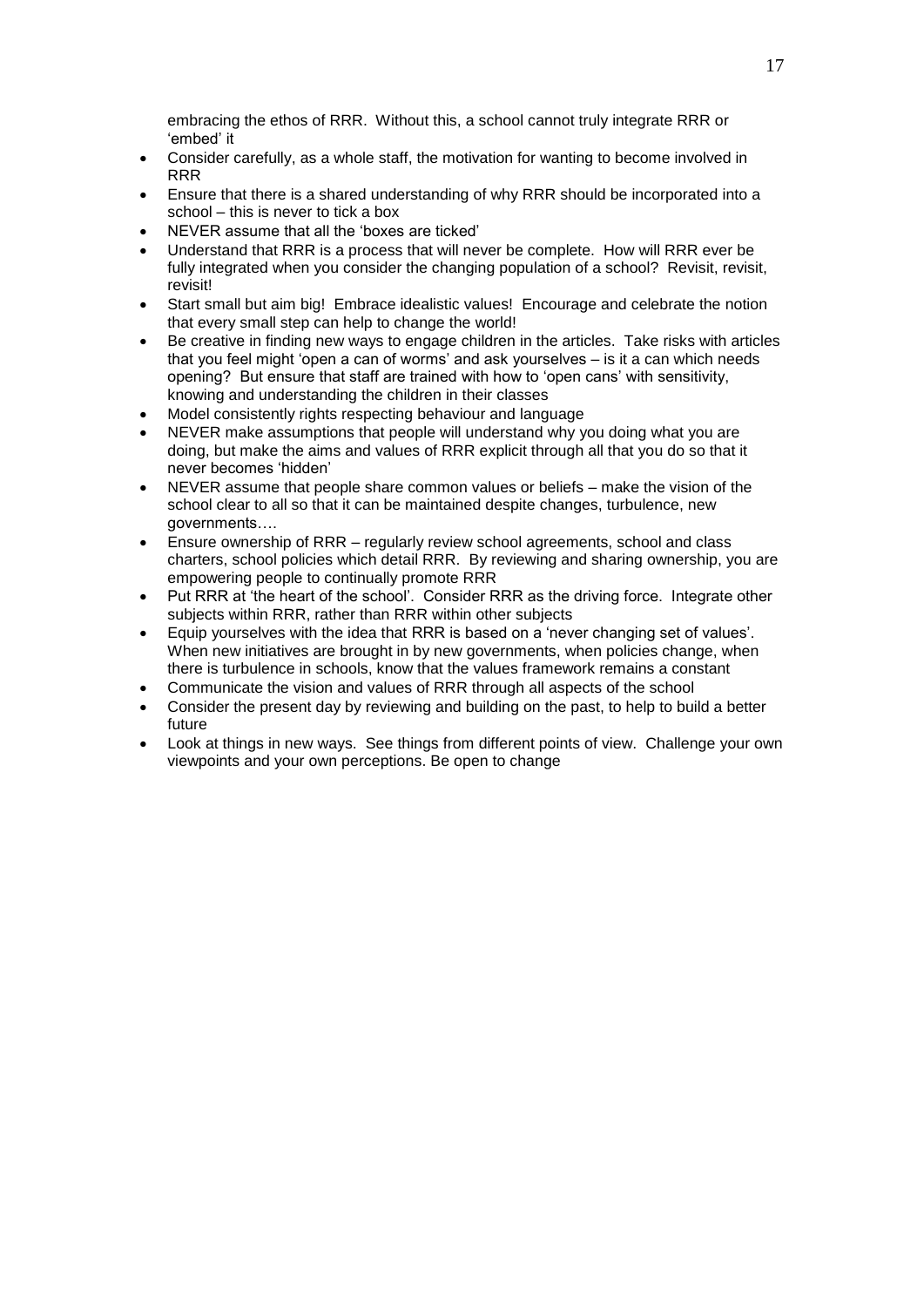embracing the ethos of RRR. Without this, a school cannot truly integrate RRR or 'embed' it

- Consider carefully, as a whole staff, the motivation for wanting to become involved in RRR
- Ensure that there is a shared understanding of why RRR should be incorporated into a school – this is never to tick a box
- NEVER assume that all the 'boxes are ticked'
- Understand that RRR is a process that will never be complete. How will RRR ever be fully integrated when you consider the changing population of a school? Revisit, revisit, revisit!
- Start small but aim big! Embrace idealistic values! Encourage and celebrate the notion that every small step can help to change the world!
- Be creative in finding new ways to engage children in the articles. Take risks with articles that you feel might 'open a can of worms' and ask yourselves – is it a can which needs opening? But ensure that staff are trained with how to 'open cans' with sensitivity, knowing and understanding the children in their classes
- Model consistently rights respecting behaviour and language
- NEVER make assumptions that people will understand why you doing what you are doing, but make the aims and values of RRR explicit through all that you do so that it never becomes 'hidden'
- NEVER assume that people share common values or beliefs – make the vision of the school clear to all so that it can be maintained despite changes, turbulence, new governments….
- Ensure ownership of RRR – regularly review school agreements, school and class charters, school policies which detail RRR. By reviewing and sharing ownership, you are empowering people to continually promote RRR
- Put RRR at 'the heart of the school'. Consider RRR as the driving force. Integrate other subjects within RRR, rather than RRR within other subjects
- Equip yourselves with the idea that RRR is based on a 'never changing set of values'. When new initiatives are brought in by new governments, when policies change, when there is turbulence in schools, know that the values framework remains a constant
- Communicate the vision and values of RRR through all aspects of the school
- Consider the present day by reviewing and building on the past, to help to build a better future
- Look at things in new ways. See things from different points of view. Challenge your own viewpoints and your own perceptions. Be open to change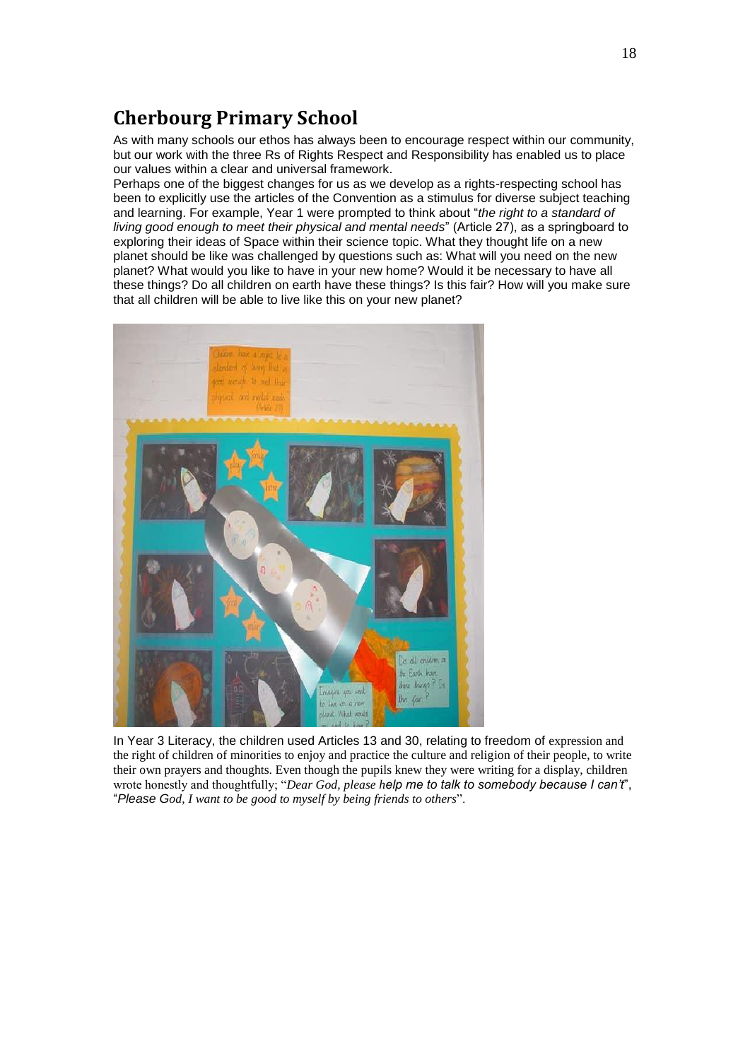## Cherbourg Primary School

As with many schools our ethos has always been to encourage respect within our community, but our work with the three Rs of Rights Respect and Responsibility has enabled us to place our values within a clear and universal framework.

Perhaps one of the biggest changes for us as we develop as a rights-respecting school has been to explicitly use the articles of the Convention as a stimulus for diverse subject teaching and learning. For example, Year 1 were prompted to think about "*the right to a standard of living good enough to meet their physical and mental needs*" (Article 27), as a springboard to exploring their ideas of Space within their science topic. What they thought life on a new planet should be like was challenged by questions such as: What will you need on the new planet? What would you like to have in your new home? Would it be necessary to have all these things? Do all children on earth have these things? Is this fair? How will you make sure that all children will be able to live like this on your new planet?

In Year 3 Literacy, the children used Articles 13 and 30, relating to freedom of expression and the right of children of minorities to enjoy and practice the culture and religion of their people, to write their own prayers and thoughts. Even though the pupils knew they were writing for a display, children wrote honestly and thoughtfully; "*Dear God, please help me to talk to somebody because I can't*", "*Please God, I want to be good to myself by being friends to others*".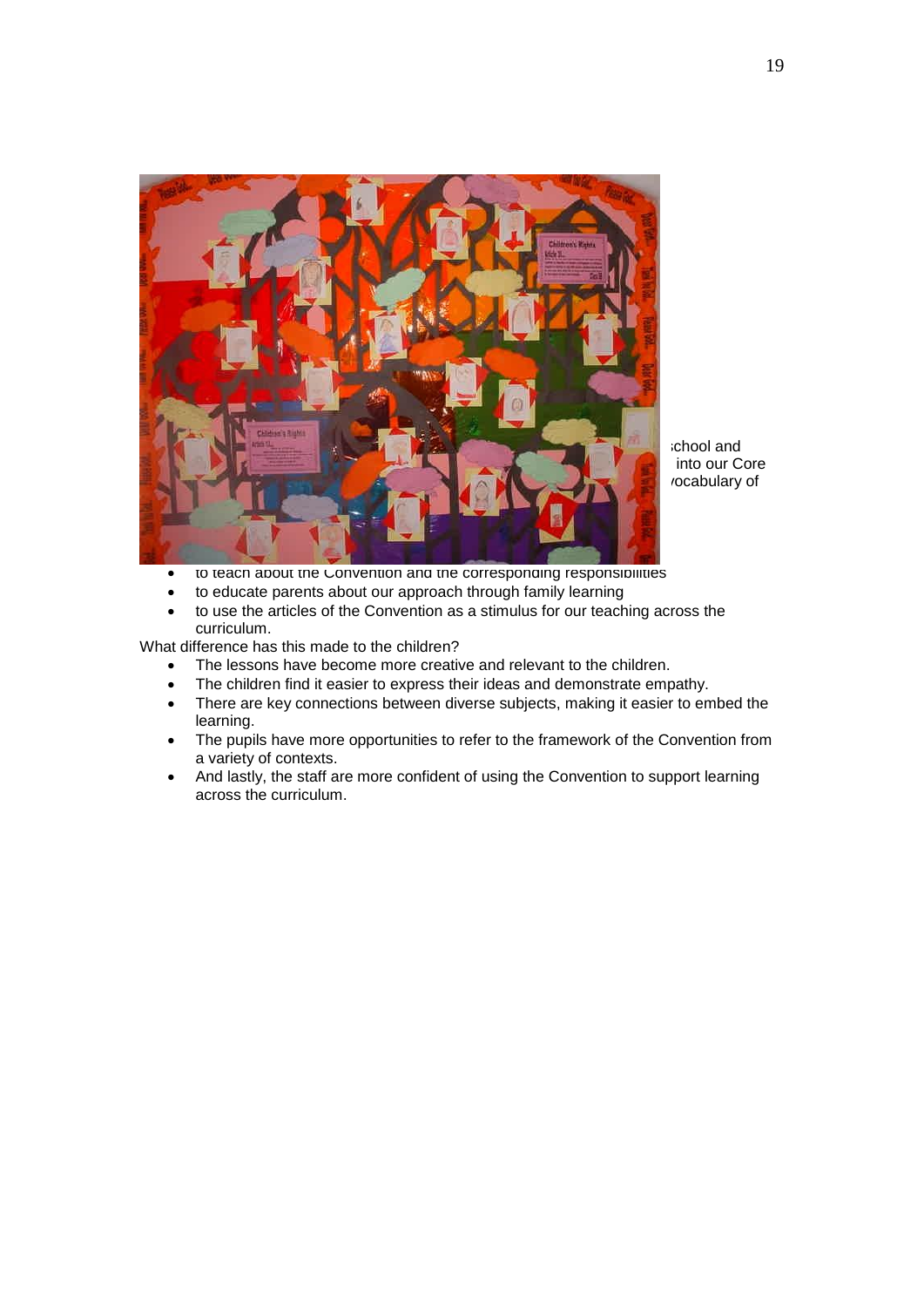school and into our Core vocabulary of

- to teach about the Convention and the corresponding responsibilities
- to educate parents about our approach through family learning
- to use the articles of the Convention as a stimulus for our teaching across the curriculum.

What difference has this made to the children?

- The lessons have become more creative and relevant to the children.
- The children find it easier to express their ideas and demonstrate empathy.
- There are key connections between diverse subjects, making it easier to embed the learning.
- The pupils have more opportunities to refer to the framework of the Convention from a variety of contexts.
- And lastly, the staff are more confident of using the Convention to support learning across the curriculum.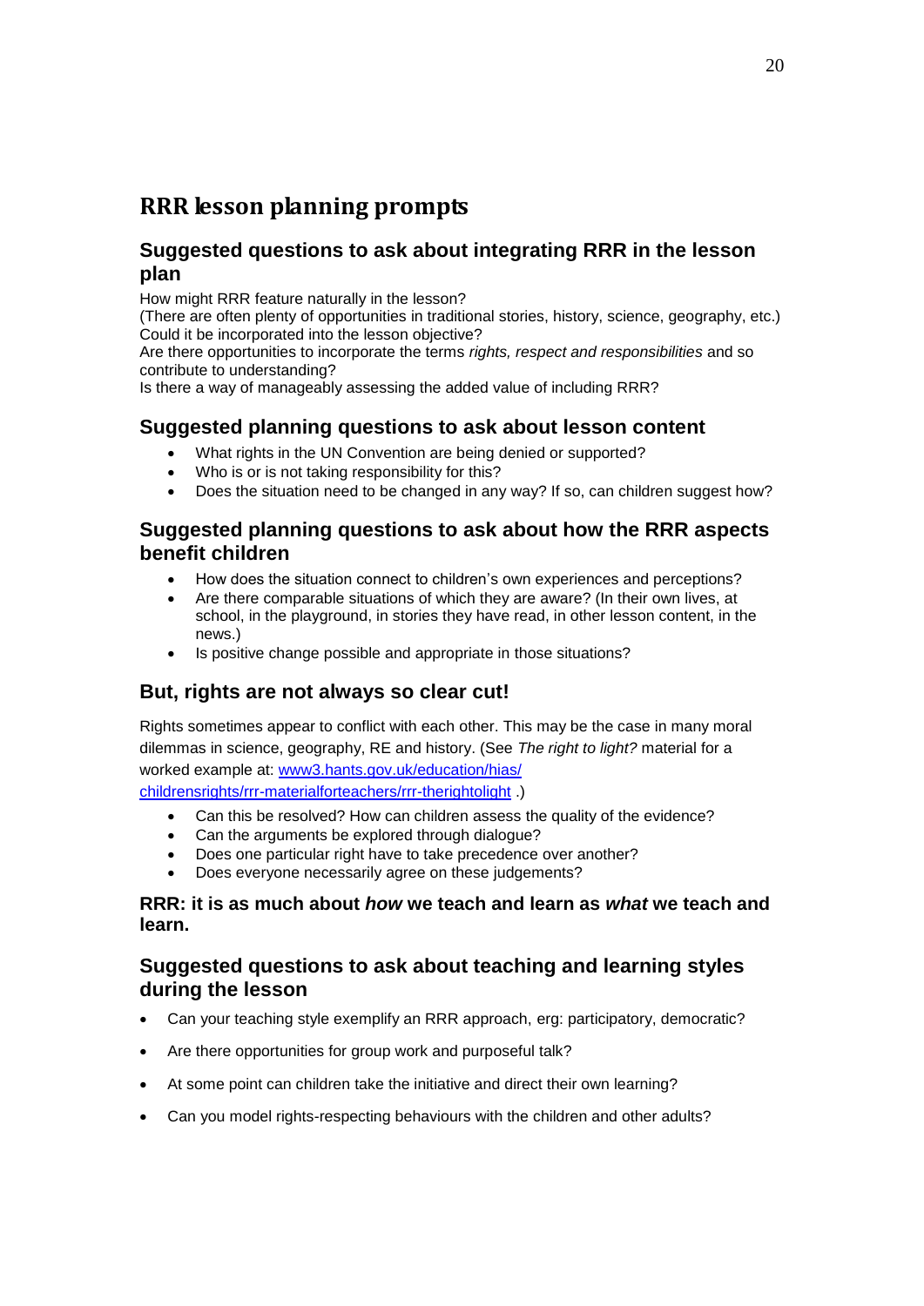# RRR lesson planning prompts

## Suggested questions to ask about integrating RRR in the lesson plan

How might RRR feature naturally in the lesson?
(There are often plenty of opportunities in traditional stories, history, science, geography, etc.)
Could it be incorporated into the lesson objective?
Are there opportunities to incorporate the terms *rights, respect and responsibilities* and so contribute to understanding?
Is there a way of manageably assessing the added value of including RRR?

## Suggested planning questions to ask about lesson content

- What rights in the UN Convention are being denied or supported?
- Who is or is not taking responsibility for this?
- Does the situation need to be changed in any way? If so, can children suggest how?

## Suggested planning questions to ask about how the RRR aspects benefit children

- How does the situation connect to children's own experiences and perceptions?
- Are there comparable situations of which they are aware? (In their own lives, at school, in the playground, in stories they have read, in other lesson content, in the news.)
- Is positive change possible and appropriate in those situations?

## But, rights are not always so clear cut!

Rights sometimes appear to conflict with each other. This may be the case in many moral dilemmas in science, geography, RE and history. (See *The right to light?* material for a worked example at: [www3.hants.gov.uk/education/hias/childrensrights/rrr-materialforteachers/rrr-therightolight](www3.hants.gov.uk/education/hias/childrensrights/rrr-materialforteachers/rrr-therightolight) .)

- Can this be resolved? How can children assess the quality of the evidence?
- Can the arguments be explored through dialogue?
- Does one particular right have to take precedence over another?
- Does everyone necessarily agree on these judgements?

**RRR: it is as much about *how* we teach and learn as *what* we teach and learn.**

## Suggested questions to ask about teaching and learning styles during the lesson

- Can your teaching style exemplify an RRR approach, erg: participatory, democratic?
- Are there opportunities for group work and purposeful talk?
- At some point can children take the initiative and direct their own learning?
- Can you model rights-respecting behaviours with the children and other adults?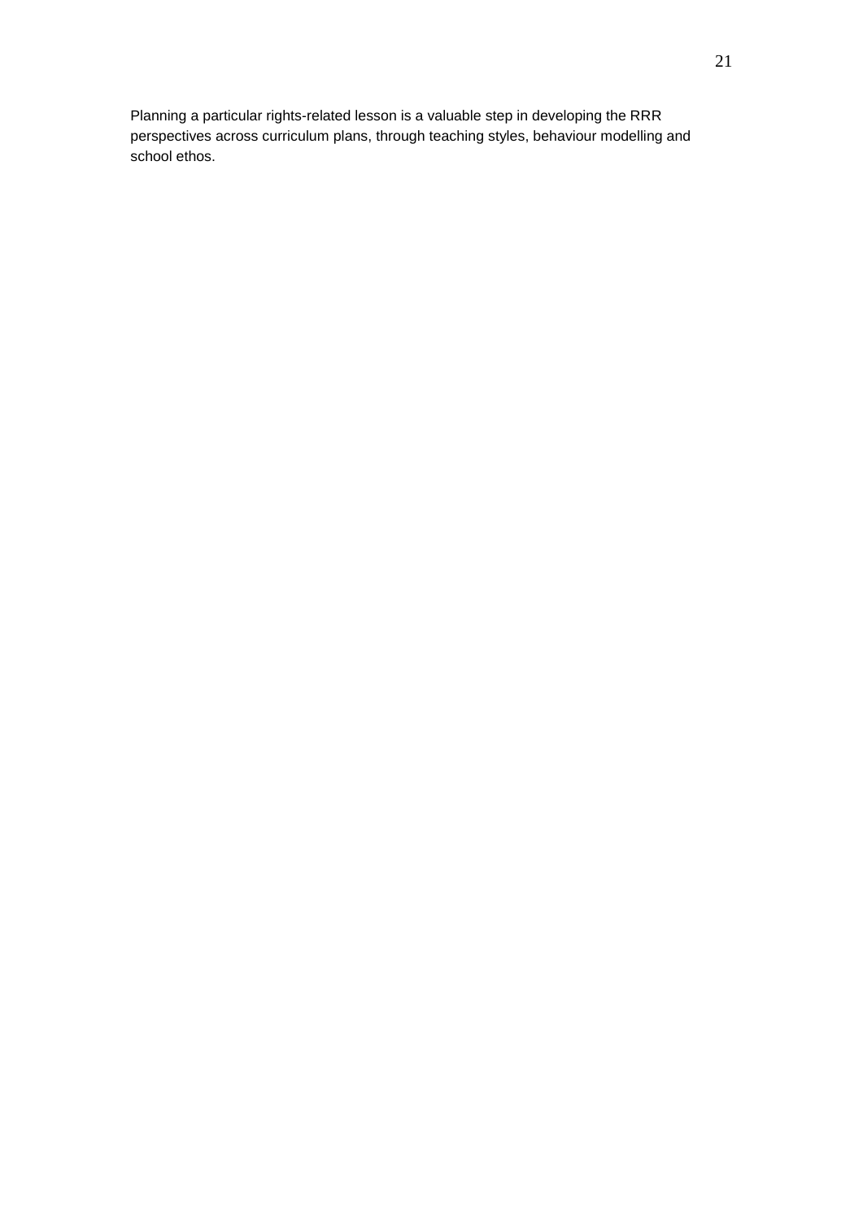Planning a particular rights-related lesson is a valuable step in developing the RRR perspectives across curriculum plans, through teaching styles, behaviour modelling and school ethos.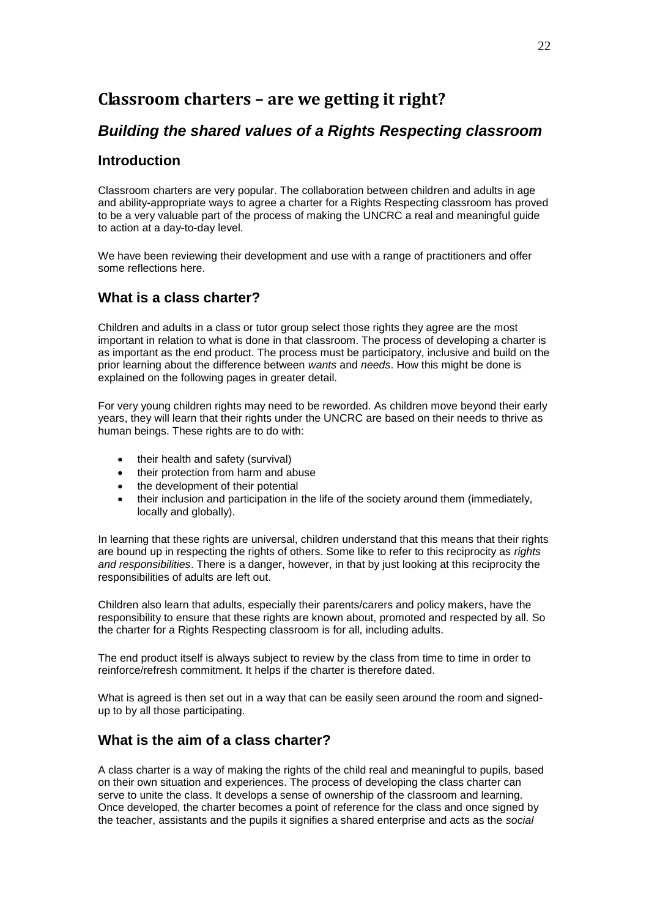# Classroom charters – are we getting it right?

## *Building the shared values of a Rights Respecting classroom*

### Introduction

Classroom charters are very popular. The collaboration between children and adults in age and ability-appropriate ways to agree a charter for a Rights Respecting classroom has proved to be a very valuable part of the process of making the UNCRC a real and meaningful guide to action at a day-to-day level.

We have been reviewing their development and use with a range of practitioners and offer some reflections here.

### What is a class charter?

Children and adults in a class or tutor group select those rights they agree are the most important in relation to what is done in that classroom. The process of developing a charter is as important as the end product. The process must be participatory, inclusive and build on the prior learning about the difference between *wants* and *needs*. How this might be done is explained on the following pages in greater detail.

For very young children rights may need to be reworded. As children move beyond their early years, they will learn that their rights under the UNCRC are based on their needs to thrive as human beings. These rights are to do with:

- their health and safety (survival)
- their protection from harm and abuse
- the development of their potential
- their inclusion and participation in the life of the society around them (immediately, locally and globally).

In learning that these rights are universal, children understand that this means that their rights are bound up in respecting the rights of others. Some like to refer to this reciprocity as *rights and responsibilities*. There is a danger, however, in that by just looking at this reciprocity the responsibilities of adults are left out.

Children also learn that adults, especially their parents/carers and policy makers, have the responsibility to ensure that these rights are known about, promoted and respected by all. So the charter for a Rights Respecting classroom is for all, including adults.

The end product itself is always subject to review by the class from time to time in order to reinforce/refresh commitment. It helps if the charter is therefore dated.

What is agreed is then set out in a way that can be easily seen around the room and signed-up to by all those participating.

### What is the aim of a class charter?

A class charter is a way of making the rights of the child real and meaningful to pupils, based on their own situation and experiences. The process of developing the class charter can serve to unite the class. It develops a sense of ownership of the classroom and learning. Once developed, the charter becomes a point of reference for the class and once signed by the teacher, assistants and the pupils it signifies a shared enterprise and acts as the *social*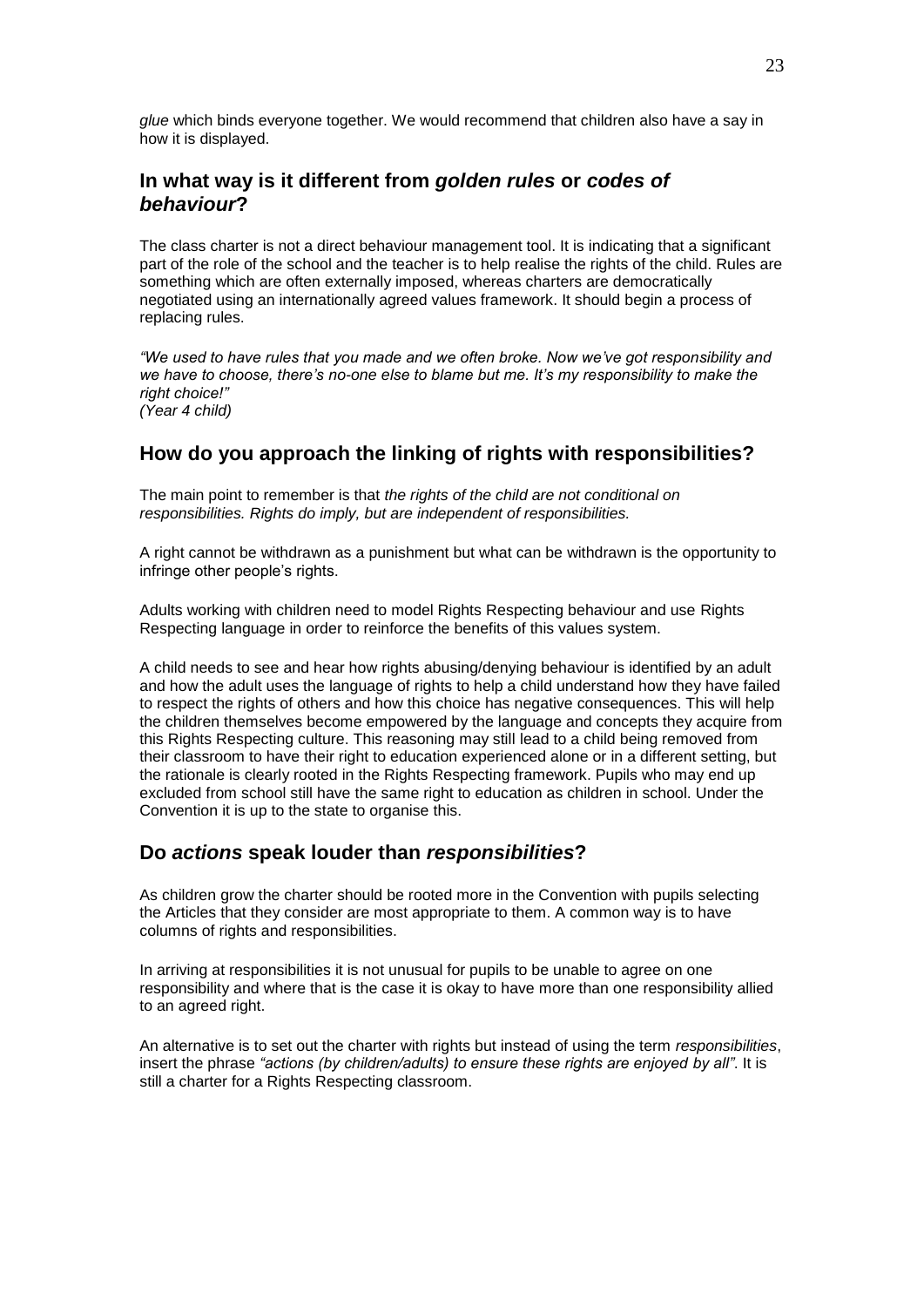*glue* which binds everyone together. We would recommend that children also have a say in how it is displayed.

## In what way is it different from *golden rules* or *codes of behaviour*?

The class charter is not a direct behaviour management tool. It is indicating that a significant part of the role of the school and the teacher is to help realise the rights of the child. Rules are something which are often externally imposed, whereas charters are democratically negotiated using an internationally agreed values framework. It should begin a process of replacing rules.

*"We used to have rules that you made and we often broke. Now we've got responsibility and we have to choose, there's no-one else to blame but me. It's my responsibility to make the right choice!"*
*(Year 4 child)*

## How do you approach the linking of rights with responsibilities?

The main point to remember is that *the rights of the child are not conditional on responsibilities. Rights do imply, but are independent of responsibilities.*

A right cannot be withdrawn as a punishment but what can be withdrawn is the opportunity to infringe other people's rights.

Adults working with children need to model Rights Respecting behaviour and use Rights Respecting language in order to reinforce the benefits of this values system.

A child needs to see and hear how rights abusing/denying behaviour is identified by an adult and how the adult uses the language of rights to help a child understand how they have failed to respect the rights of others and how this choice has negative consequences. This will help the children themselves become empowered by the language and concepts they acquire from this Rights Respecting culture. This reasoning may still lead to a child being removed from their classroom to have their right to education experienced alone or in a different setting, but the rationale is clearly rooted in the Rights Respecting framework. Pupils who may end up excluded from school still have the same right to education as children in school. Under the Convention it is up to the state to organise this.

## Do *actions* speak louder than *responsibilities*?

As children grow the charter should be rooted more in the Convention with pupils selecting the Articles that they consider are most appropriate to them. A common way is to have columns of rights and responsibilities.

In arriving at responsibilities it is not unusual for pupils to be unable to agree on one responsibility and where that is the case it is okay to have more than one responsibility allied to an agreed right.

An alternative is to set out the charter with rights but instead of using the term *responsibilities*, insert the phrase *"actions (by children/adults) to ensure these rights are enjoyed by all"*. It is still a charter for a Rights Respecting classroom.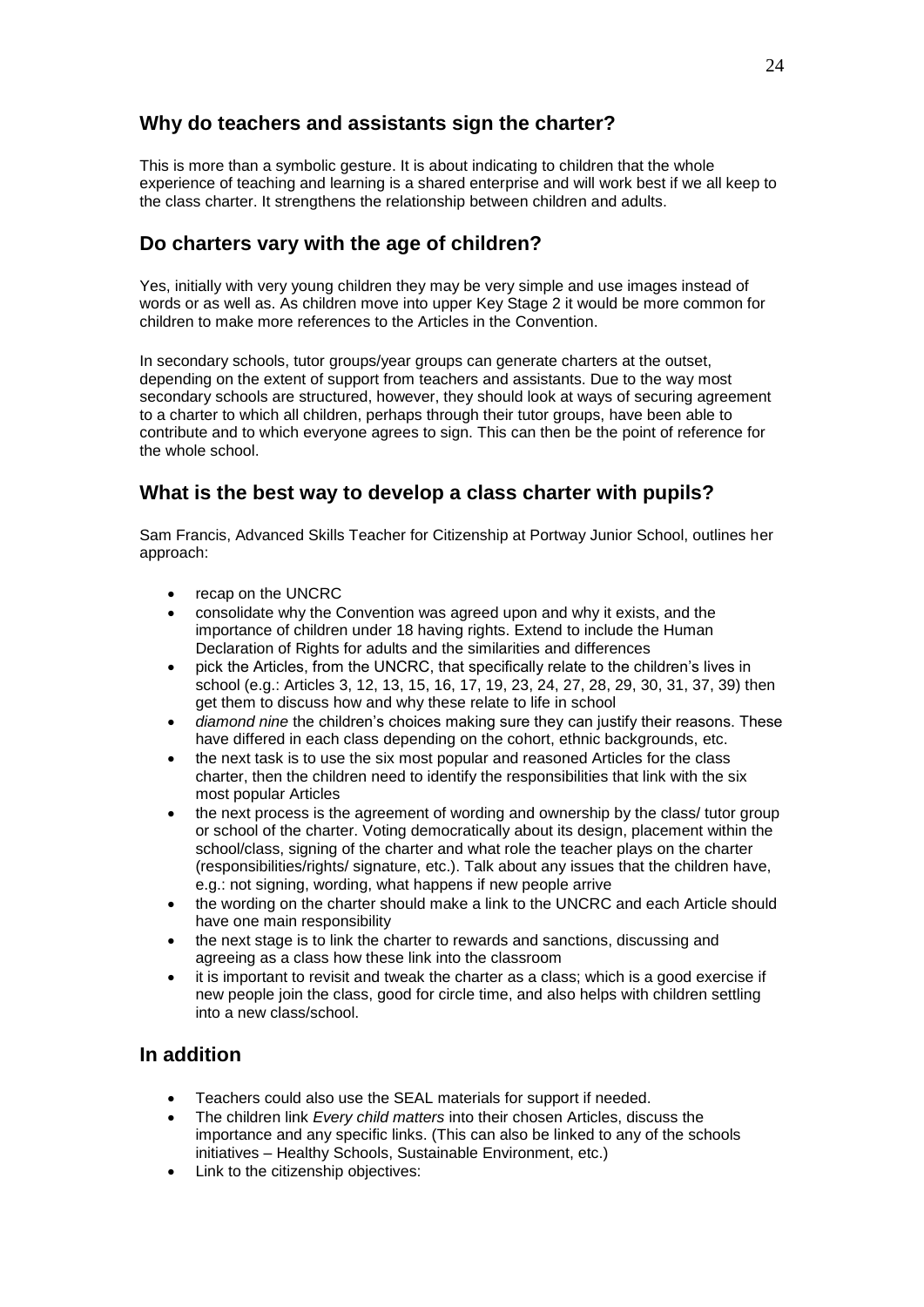## Why do teachers and assistants sign the charter?

This is more than a symbolic gesture. It is about indicating to children that the whole experience of teaching and learning is a shared enterprise and will work best if we all keep to the class charter. It strengthens the relationship between children and adults.

## Do charters vary with the age of children?

Yes, initially with very young children they may be very simple and use images instead of words or as well as. As children move into upper Key Stage 2 it would be more common for children to make more references to the Articles in the Convention.

In secondary schools, tutor groups/year groups can generate charters at the outset, depending on the extent of support from teachers and assistants. Due to the way most secondary schools are structured, however, they should look at ways of securing agreement to a charter to which all children, perhaps through their tutor groups, have been able to contribute and to which everyone agrees to sign. This can then be the point of reference for the whole school.

## What is the best way to develop a class charter with pupils?

Sam Francis, Advanced Skills Teacher for Citizenship at Portway Junior School, outlines her approach:

- recap on the UNCRC
- consolidate why the Convention was agreed upon and why it exists, and the importance of children under 18 having rights. Extend to include the Human Declaration of Rights for adults and the similarities and differences
- pick the Articles, from the UNCRC, that specifically relate to the children's lives in school (e.g.: Articles 3, 12, 13, 15, 16, 17, 19, 23, 24, 27, 28, 29, 30, 31, 37, 39) then get them to discuss how and why these relate to life in school
- *diamond nine* the children's choices making sure they can justify their reasons. These have differed in each class depending on the cohort, ethnic backgrounds, etc.
- the next task is to use the six most popular and reasoned Articles for the class charter, then the children need to identify the responsibilities that link with the six most popular Articles
- the next process is the agreement of wording and ownership by the class/ tutor group or school of the charter. Voting democratically about its design, placement within the school/class, signing of the charter and what role the teacher plays on the charter (responsibilities/rights/ signature, etc.). Talk about any issues that the children have, e.g.: not signing, wording, what happens if new people arrive
- the wording on the charter should make a link to the UNCRC and each Article should have one main responsibility
- the next stage is to link the charter to rewards and sanctions, discussing and agreeing as a class how these link into the classroom
- it is important to revisit and tweak the charter as a class; which is a good exercise if new people join the class, good for circle time, and also helps with children settling into a new class/school.

## In addition

- Teachers could also use the SEAL materials for support if needed.
- The children link *Every child matters* into their chosen Articles, discuss the importance and any specific links. (This can also be linked to any of the schools initiatives – Healthy Schools, Sustainable Environment, etc.)
- Link to the citizenship objectives: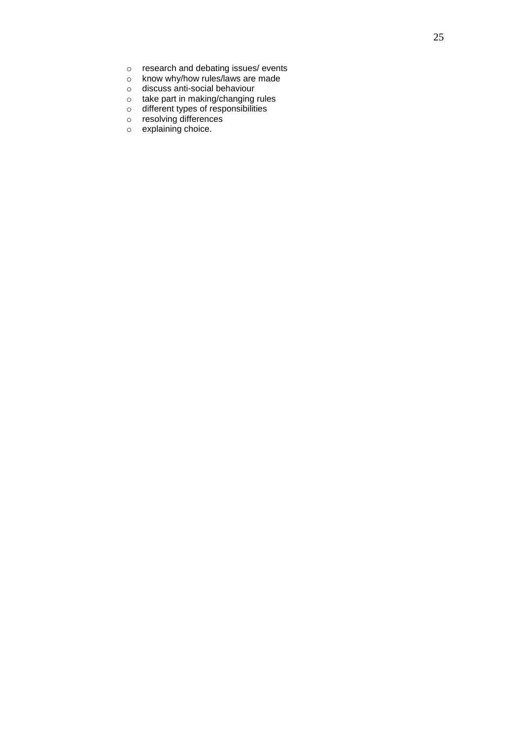- research and debating issues/ events
- know why/how rules/laws are made
- discuss anti-social behaviour
- take part in making/changing rules
- different types of responsibilities
- resolving differences
- explaining choice.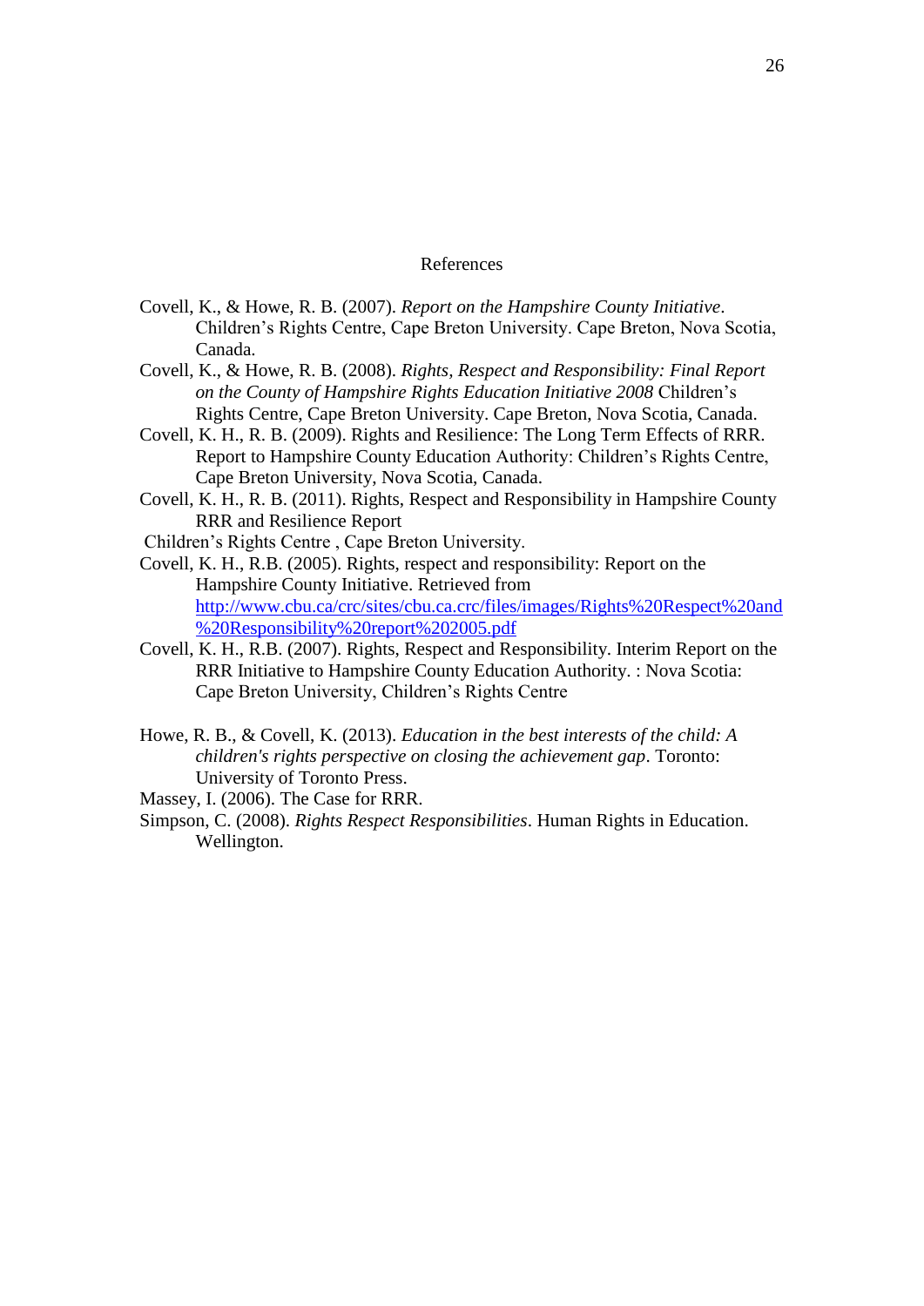# References

Covell, K., & Howe, R. B. (2007). *Report on the Hampshire County Initiative*. Children's Rights Centre, Cape Breton University. Cape Breton, Nova Scotia, Canada.

Covell, K., & Howe, R. B. (2008). *Rights, Respect and Responsibility: Final Report on the County of Hampshire Rights Education Initiative 2008* Children's Rights Centre, Cape Breton University. Cape Breton, Nova Scotia, Canada.

Covell, K. H., R. B. (2009). Rights and Resilience: The Long Term Effects of RRR. Report to Hampshire County Education Authority: Children's Rights Centre, Cape Breton University, Nova Scotia, Canada.

Covell, K. H., R. B. (2011). Rights, Respect and Responsibility in Hampshire County RRR and Resilience Report
Children's Rights Centre , Cape Breton University.

Covell, K. H., R.B. (2005). Rights, respect and responsibility: Report on the Hampshire County Initiative. Retrieved from http://www.cbu.ca/crc/sites/cbu.ca.crc/files/images/Rights%20Respect%20and%20Responsibility%20report%202005.pdf

Covell, K. H., R.B. (2007). Rights, Respect and Responsibility. Interim Report on the RRR Initiative to Hampshire County Education Authority. : Nova Scotia: Cape Breton University, Children's Rights Centre

Howe, R. B., & Covell, K. (2013). *Education in the best interests of the child: A children's rights perspective on closing the achievement gap*. Toronto: University of Toronto Press.

Massey, I. (2006). The Case for RRR.

Simpson, C. (2008). *Rights Respect Responsibilities*. Human Rights in Education. Wellington.